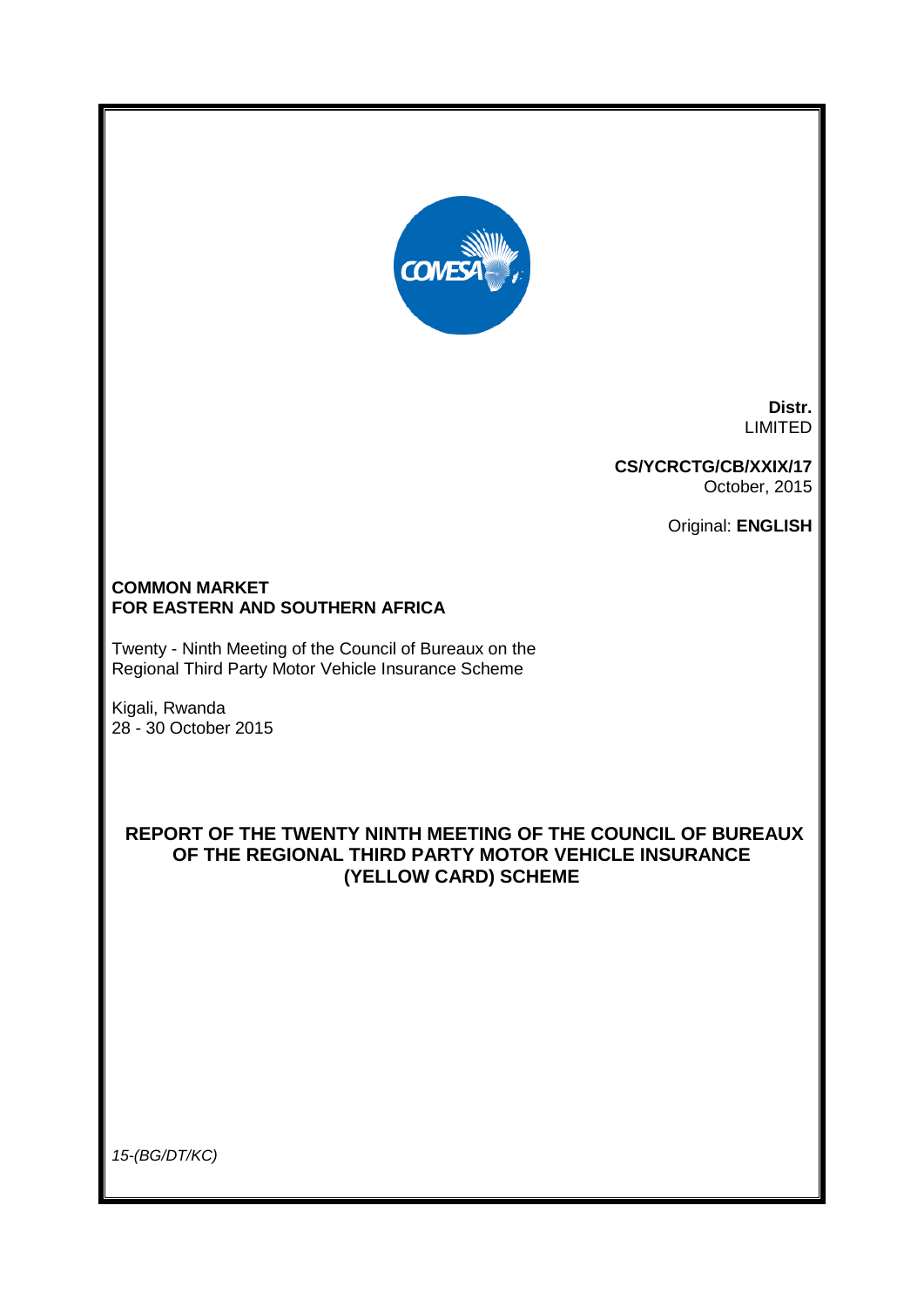**Distr.**
LIMITED

**CS/YCRCTG/CB/XXIX/17**
October, 2015

Original: **ENGLISH**

**COMMON MARKET**
**FOR EASTERN AND SOUTHERN AFRICA**

Twenty - Ninth Meeting of the Council of Bureaux on the Regional Third Party Motor Vehicle Insurance Scheme

Kigali, Rwanda
28 - 30 October 2015

# REPORT OF THE TWENTY NINTH MEETING OF THE COUNCIL OF BUREAUX OF THE REGIONAL THIRD PARTY MOTOR VEHICLE INSURANCE (YELLOW CARD) SCHEME

*15-(BG/DT/KC)*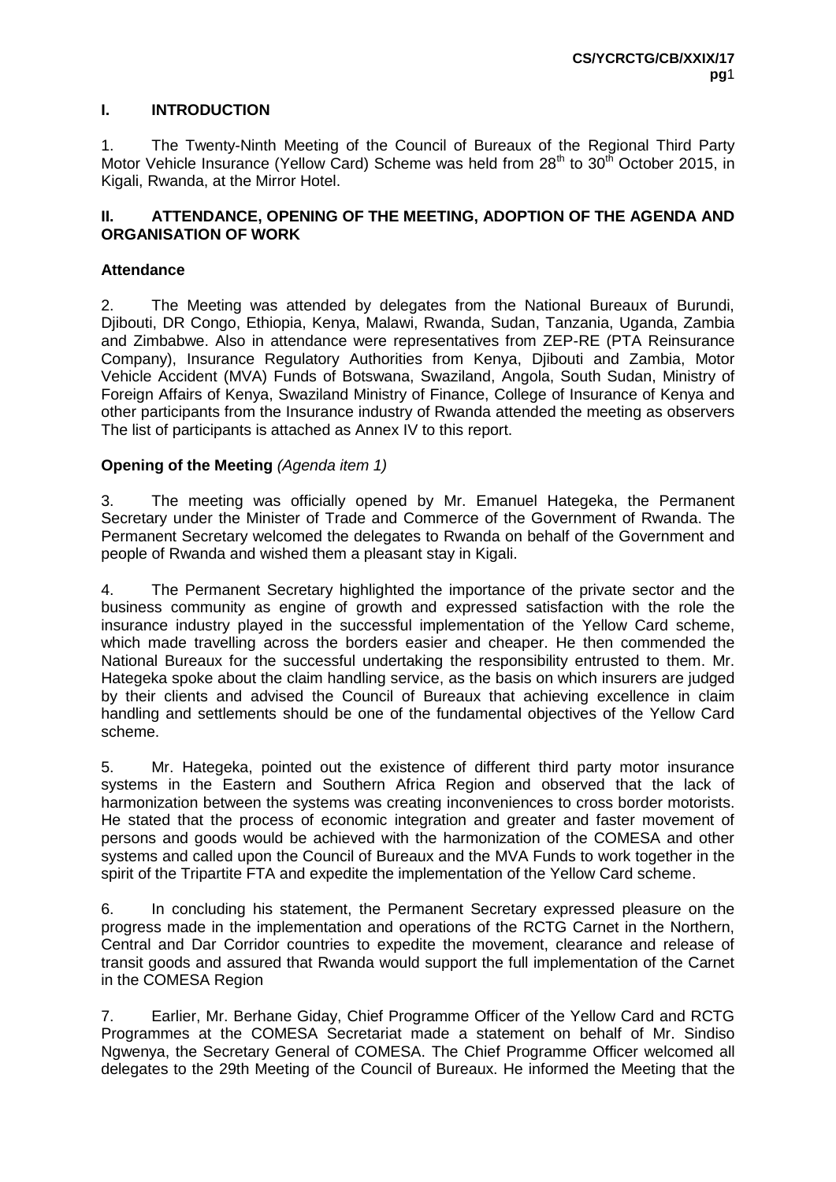## I. INTRODUCTION

1. The Twenty-Ninth Meeting of the Council of Bureaux of the Regional Third Party Motor Vehicle Insurance (Yellow Card) Scheme was held from 28th to 30th October 2015, in Kigali, Rwanda, at the Mirror Hotel.

## II. ATTENDANCE, OPENING OF THE MEETING, ADOPTION OF THE AGENDA AND ORGANISATION OF WORK

### Attendance

2. The Meeting was attended by delegates from the National Bureaux of Burundi, Djibouti, DR Congo, Ethiopia, Kenya, Malawi, Rwanda, Sudan, Tanzania, Uganda, Zambia and Zimbabwe. Also in attendance were representatives from ZEP-RE (PTA Reinsurance Company), Insurance Regulatory Authorities from Kenya, Djibouti and Zambia, Motor Vehicle Accident (MVA) Funds of Botswana, Swaziland, Angola, South Sudan, Ministry of Foreign Affairs of Kenya, Swaziland Ministry of Finance, College of Insurance of Kenya and other participants from the Insurance industry of Rwanda attended the meeting as observers The list of participants is attached as Annex IV to this report.

### Opening of the Meeting *(Agenda item 1)*

3. The meeting was officially opened by Mr. Emanuel Hategeka, the Permanent Secretary under the Minister of Trade and Commerce of the Government of Rwanda. The Permanent Secretary welcomed the delegates to Rwanda on behalf of the Government and people of Rwanda and wished them a pleasant stay in Kigali.

4. The Permanent Secretary highlighted the importance of the private sector and the business community as engine of growth and expressed satisfaction with the role the insurance industry played in the successful implementation of the Yellow Card scheme, which made travelling across the borders easier and cheaper. He then commended the National Bureaux for the successful undertaking the responsibility entrusted to them. Mr. Hategeka spoke about the claim handling service, as the basis on which insurers are judged by their clients and advised the Council of Bureaux that achieving excellence in claim handling and settlements should be one of the fundamental objectives of the Yellow Card scheme.

5. Mr. Hategeka, pointed out the existence of different third party motor insurance systems in the Eastern and Southern Africa Region and observed that the lack of harmonization between the systems was creating inconveniences to cross border motorists. He stated that the process of economic integration and greater and faster movement of persons and goods would be achieved with the harmonization of the COMESA and other systems and called upon the Council of Bureaux and the MVA Funds to work together in the spirit of the Tripartite FTA and expedite the implementation of the Yellow Card scheme.

6. In concluding his statement, the Permanent Secretary expressed pleasure on the progress made in the implementation and operations of the RCTG Carnet in the Northern, Central and Dar Corridor countries to expedite the movement, clearance and release of transit goods and assured that Rwanda would support the full implementation of the Carnet in the COMESA Region

7. Earlier, Mr. Berhane Giday, Chief Programme Officer of the Yellow Card and RCTG Programmes at the COMESA Secretariat made a statement on behalf of Mr. Sindiso Ngwenya, the Secretary General of COMESA. The Chief Programme Officer welcomed all delegates to the 29th Meeting of the Council of Bureaux. He informed the Meeting that the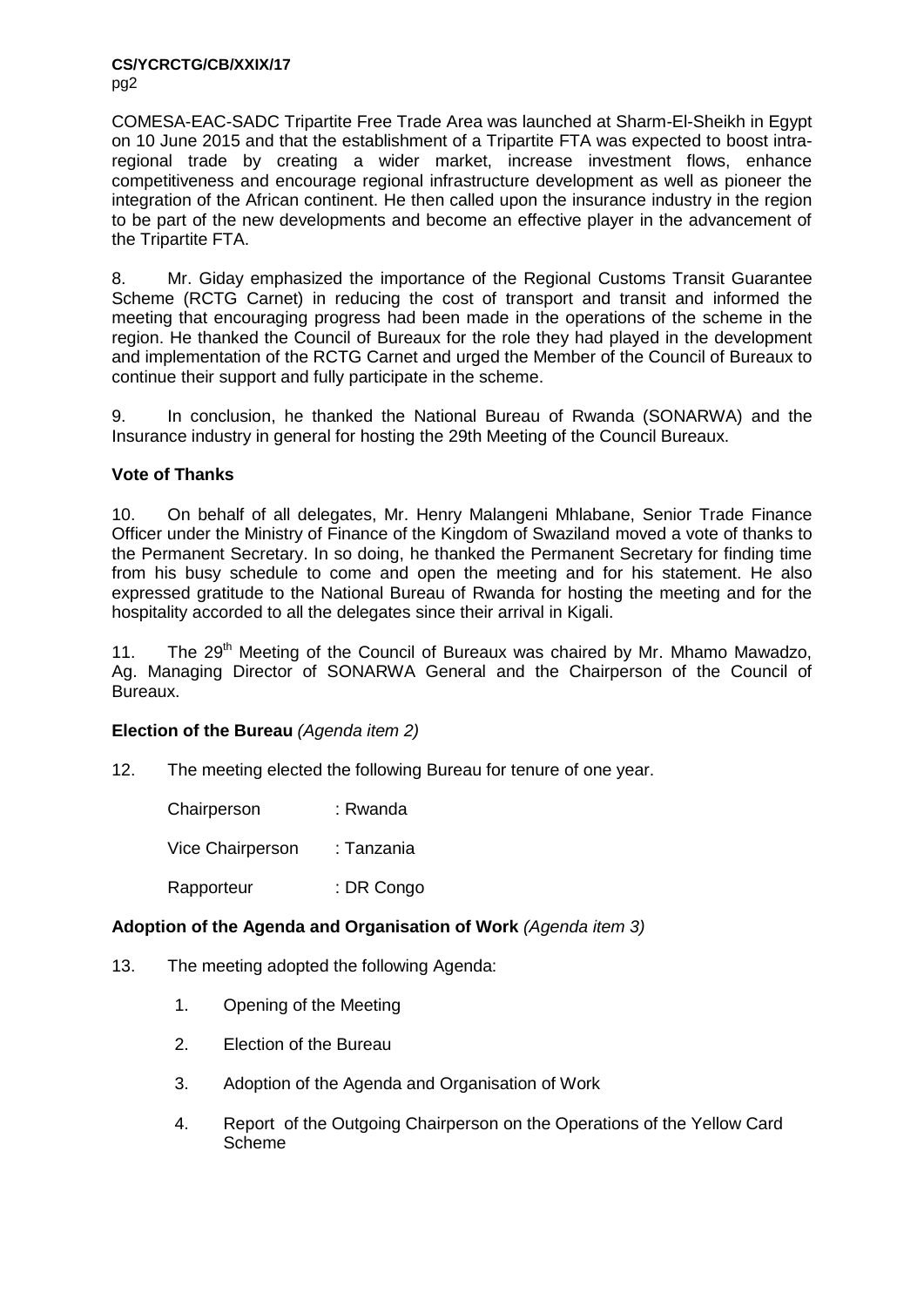COMESA-EAC-SADC Tripartite Free Trade Area was launched at Sharm-El-Sheikh in Egypt on 10 June 2015 and that the establishment of a Tripartite FTA was expected to boost intra-regional trade by creating a wider market, increase investment flows, enhance competitiveness and encourage regional infrastructure development as well as pioneer the integration of the African continent. He then called upon the insurance industry in the region to be part of the new developments and become an effective player in the advancement of the Tripartite FTA.

8. Mr. Giday emphasized the importance of the Regional Customs Transit Guarantee Scheme (RCTG Carnet) in reducing the cost of transport and transit and informed the meeting that encouraging progress had been made in the operations of the scheme in the region. He thanked the Council of Bureaux for the role they had played in the development and implementation of the RCTG Carnet and urged the Member of the Council of Bureaux to continue their support and fully participate in the scheme.

9. In conclusion, he thanked the National Bureau of Rwanda (SONARWA) and the Insurance industry in general for hosting the 29th Meeting of the Council Bureaux.

**Vote of Thanks**

10. On behalf of all delegates, Mr. Henry Malangeni Mhlabane, Senior Trade Finance Officer under the Ministry of Finance of the Kingdom of Swaziland moved a vote of thanks to the Permanent Secretary. In so doing, he thanked the Permanent Secretary for finding time from his busy schedule to come and open the meeting and for his statement. He also expressed gratitude to the National Bureau of Rwanda for hosting the meeting and for the hospitality accorded to all the delegates since their arrival in Kigali.

11. The 29th Meeting of the Council of Bureaux was chaired by Mr. Mhamo Mawadzo, Ag. Managing Director of SONARWA General and the Chairperson of the Council of Bureaux.

**Election of the Bureau** *(Agenda item 2)*

12. The meeting elected the following Bureau for tenure of one year.

Chairperson : Rwanda

Vice Chairperson : Tanzania

Rapporteur : DR Congo

**Adoption of the Agenda and Organisation of Work** *(Agenda item 3)*

13. The meeting adopted the following Agenda:

1. Opening of the Meeting
2. Election of the Bureau
3. Adoption of the Agenda and Organisation of Work
4. Report of the Outgoing Chairperson on the Operations of the Yellow Card Scheme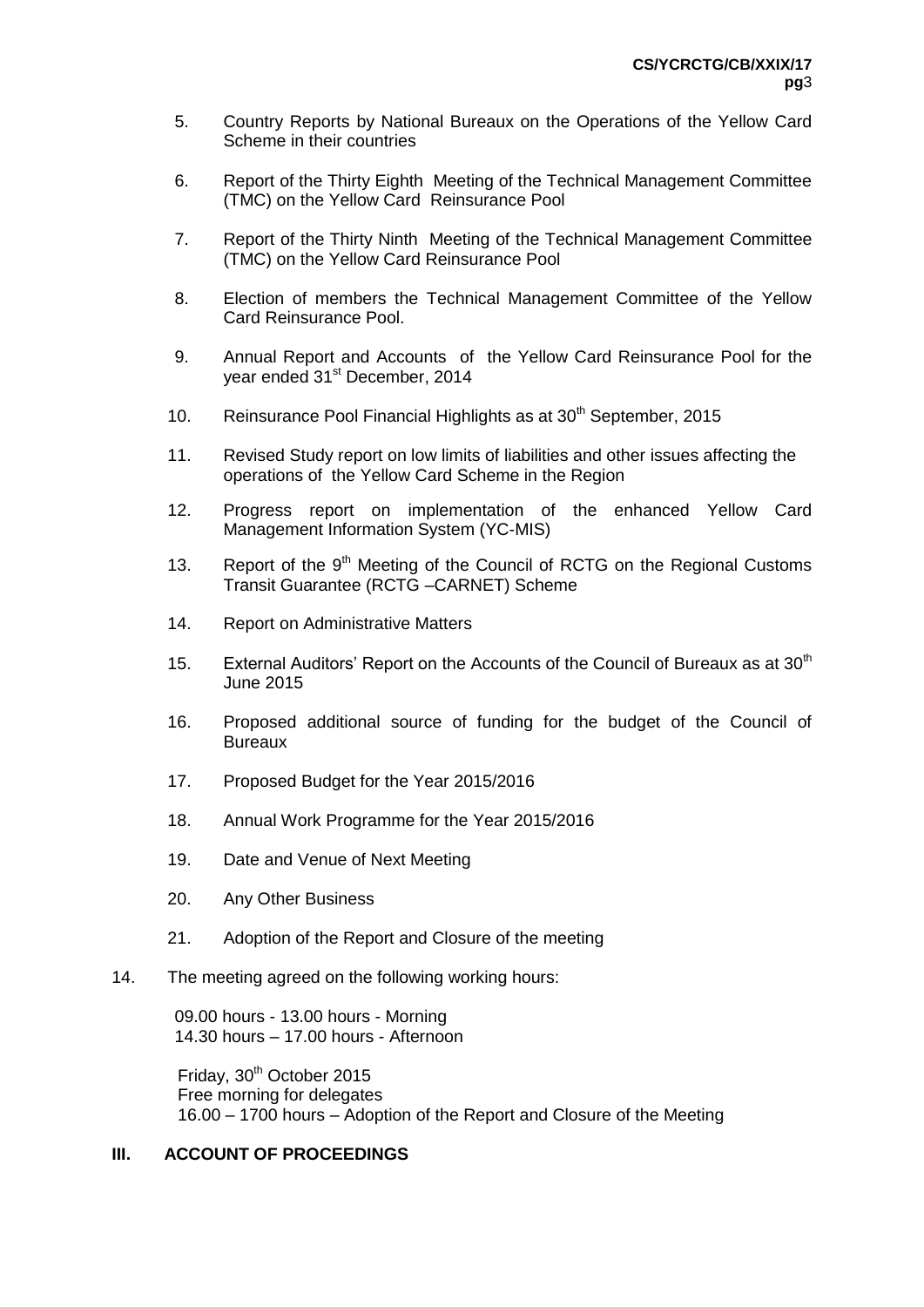5. Country Reports by National Bureaux on the Operations of the Yellow Card Scheme in their countries

6. Report of the Thirty Eighth Meeting of the Technical Management Committee (TMC) on the Yellow Card Reinsurance Pool

7. Report of the Thirty Ninth Meeting of the Technical Management Committee (TMC) on the Yellow Card Reinsurance Pool

8. Election of members the Technical Management Committee of the Yellow Card Reinsurance Pool.

9. Annual Report and Accounts of the Yellow Card Reinsurance Pool for the year ended 31st December, 2014

10. Reinsurance Pool Financial Highlights as at 30th September, 2015

11. Revised Study report on low limits of liabilities and other issues affecting the operations of the Yellow Card Scheme in the Region

12. Progress report on implementation of the enhanced Yellow Card Management Information System (YC-MIS)

13. Report of the 9th Meeting of the Council of RCTG on the Regional Customs Transit Guarantee (RCTG –CARNET) Scheme

14. Report on Administrative Matters

15. External Auditors' Report on the Accounts of the Council of Bureaux as at 30th June 2015

16. Proposed additional source of funding for the budget of the Council of Bureaux

17. Proposed Budget for the Year 2015/2016

18. Annual Work Programme for the Year 2015/2016

19. Date and Venue of Next Meeting

20. Any Other Business

21. Adoption of the Report and Closure of the meeting

14. The meeting agreed on the following working hours:

09.00 hours - 13.00 hours - Morning
14.30 hours – 17.00 hours - Afternoon

Friday, 30th October 2015
Free morning for delegates
16.00 – 1700 hours – Adoption of the Report and Closure of the Meeting

## III. ACCOUNT OF PROCEEDINGS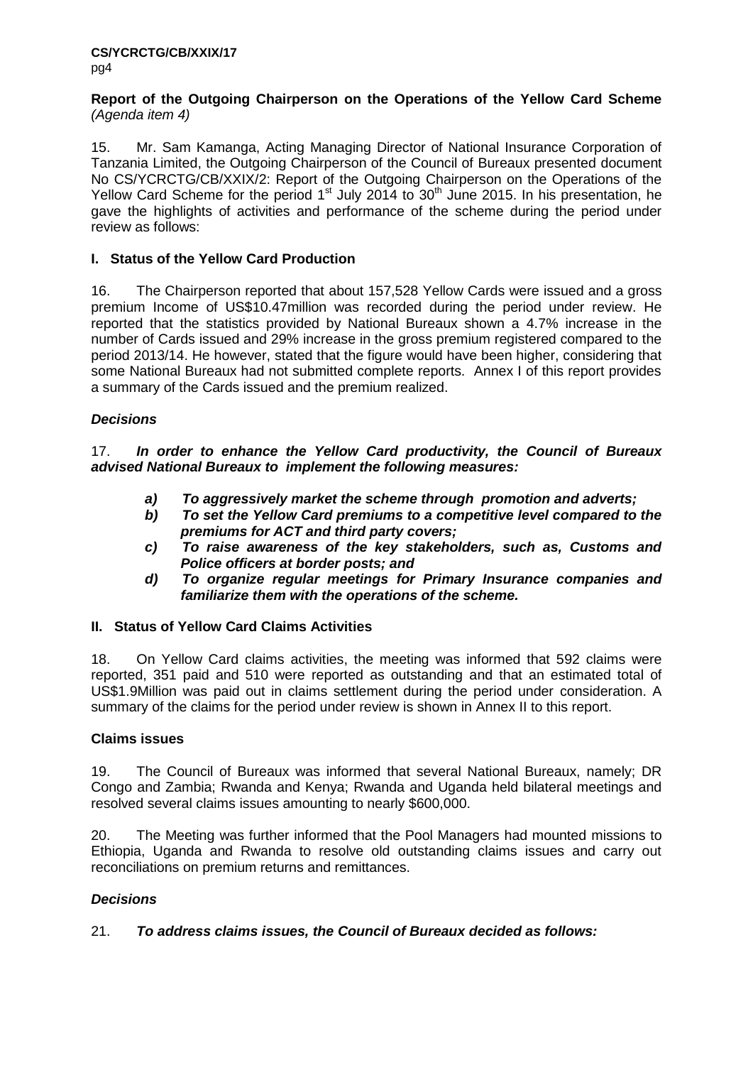**Report of the Outgoing Chairperson on the Operations of the Yellow Card Scheme** *(Agenda item 4)*

15. Mr. Sam Kamanga, Acting Managing Director of National Insurance Corporation of Tanzania Limited, the Outgoing Chairperson of the Council of Bureaux presented document No CS/YCRCTG/CB/XXIX/2: Report of the Outgoing Chairperson on the Operations of the Yellow Card Scheme for the period 1st July 2014 to 30th June 2015. In his presentation, he gave the highlights of activities and performance of the scheme during the period under review as follows:

## I. Status of the Yellow Card Production

16. The Chairperson reported that about 157,528 Yellow Cards were issued and a gross premium Income of US$10.47million was recorded during the period under review. He reported that the statistics provided by National Bureaux shown a 4.7% increase in the number of Cards issued and 29% increase in the gross premium registered compared to the period 2013/14. He however, stated that the figure would have been higher, considering that some National Bureaux had not submitted complete reports. Annex I of this report provides a summary of the Cards issued and the premium realized.

### *Decisions*

17. ***In order to enhance the Yellow Card productivity, the Council of Bureaux advised National Bureaux to implement the following measures:***

> ***a) To aggressively market the scheme through promotion and adverts;***
> ***b) To set the Yellow Card premiums to a competitive level compared to the premiums for ACT and third party covers;***
> ***c) To raise awareness of the key stakeholders, such as, Customs and Police officers at border posts; and***
> ***d) To organize regular meetings for Primary Insurance companies and familiarize them with the operations of the scheme.***

## II. Status of Yellow Card Claims Activities

18. On Yellow Card claims activities, the meeting was informed that 592 claims were reported, 351 paid and 510 were reported as outstanding and that an estimated total of US$1.9Million was paid out in claims settlement during the period under consideration. A summary of the claims for the period under review is shown in Annex II to this report.

### Claims issues

19. The Council of Bureaux was informed that several National Bureaux, namely; DR Congo and Zambia; Rwanda and Kenya; Rwanda and Uganda held bilateral meetings and resolved several claims issues amounting to nearly $600,000.

20. The Meeting was further informed that the Pool Managers had mounted missions to Ethiopia, Uganda and Rwanda to resolve old outstanding claims issues and carry out reconciliations on premium returns and remittances.

### *Decisions*

21. ***To address claims issues, the Council of Bureaux decided as follows:***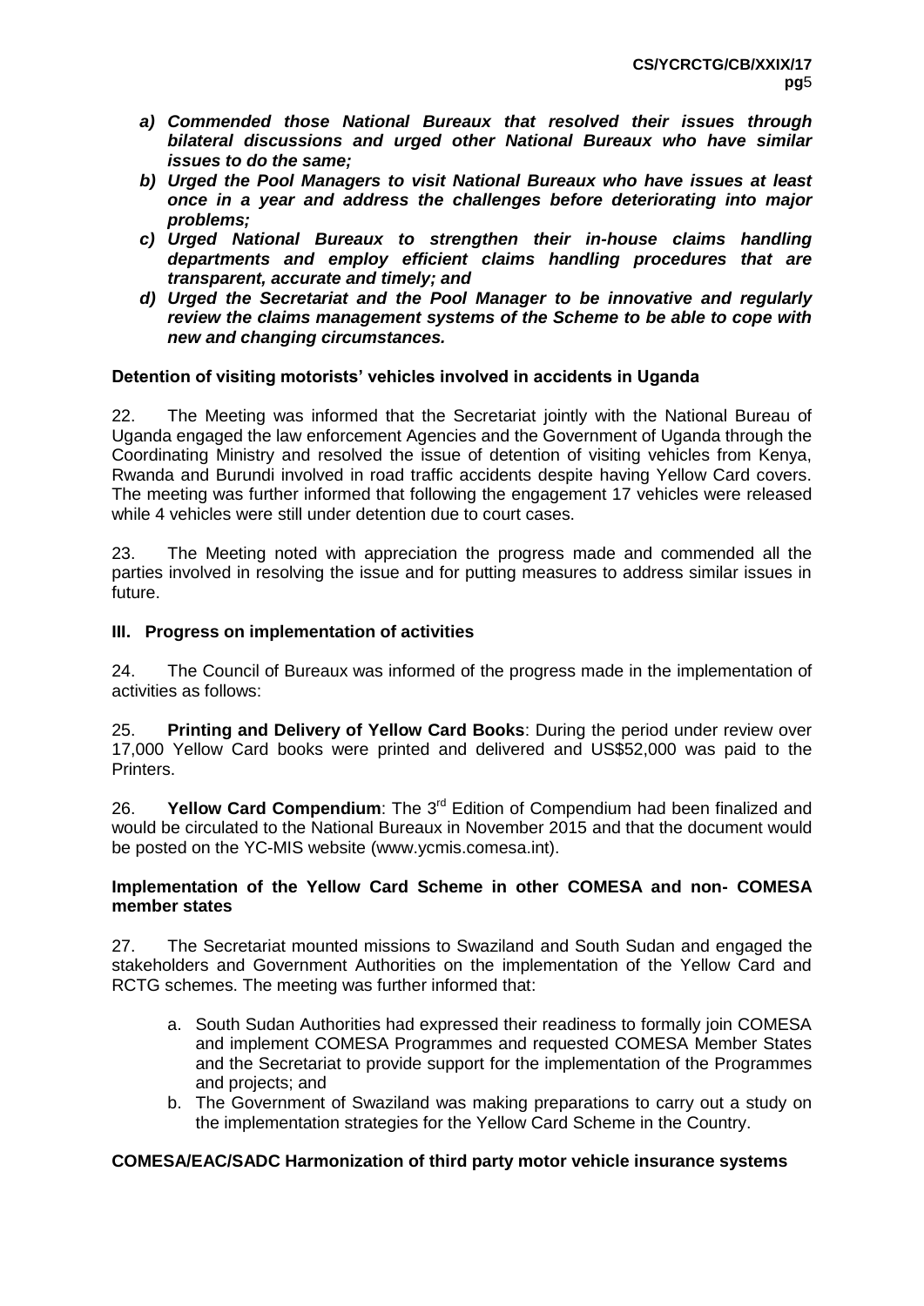- ***a) Commended those National Bureaux that resolved their issues through bilateral discussions and urged other National Bureaux who have similar issues to do the same;***
- ***b) Urged the Pool Managers to visit National Bureaux who have issues at least once in a year and address the challenges before deteriorating into major problems;***
- ***c) Urged National Bureaux to strengthen their in-house claims handling departments and employ efficient claims handling procedures that are transparent, accurate and timely; and***
- ***d) Urged the Secretariat and the Pool Manager to be innovative and regularly review the claims management systems of the Scheme to be able to cope with new and changing circumstances.***

**Detention of visiting motorists' vehicles involved in accidents in Uganda**

22. The Meeting was informed that the Secretariat jointly with the National Bureau of Uganda engaged the law enforcement Agencies and the Government of Uganda through the Coordinating Ministry and resolved the issue of detention of visiting vehicles from Kenya, Rwanda and Burundi involved in road traffic accidents despite having Yellow Card covers. The meeting was further informed that following the engagement 17 vehicles were released while 4 vehicles were still under detention due to court cases.

23. The Meeting noted with appreciation the progress made and commended all the parties involved in resolving the issue and for putting measures to address similar issues in future.

## III. Progress on implementation of activities

24. The Council of Bureaux was informed of the progress made in the implementation of activities as follows:

25. **Printing and Delivery of Yellow Card Books**: During the period under review over 17,000 Yellow Card books were printed and delivered and US$52,000 was paid to the Printers.

26. **Yellow Card Compendium**: The 3rd Edition of Compendium had been finalized and would be circulated to the National Bureaux in November 2015 and that the document would be posted on the YC-MIS website (www.ycmis.comesa.int).

**Implementation of the Yellow Card Scheme in other COMESA and non- COMESA member states**

27. The Secretariat mounted missions to Swaziland and South Sudan and engaged the stakeholders and Government Authorities on the implementation of the Yellow Card and RCTG schemes. The meeting was further informed that:

a. South Sudan Authorities had expressed their readiness to formally join COMESA and implement COMESA Programmes and requested COMESA Member States and the Secretariat to provide support for the implementation of the Programmes and projects; and

b. The Government of Swaziland was making preparations to carry out a study on the implementation strategies for the Yellow Card Scheme in the Country.

**COMESA/EAC/SADC Harmonization of third party motor vehicle insurance systems**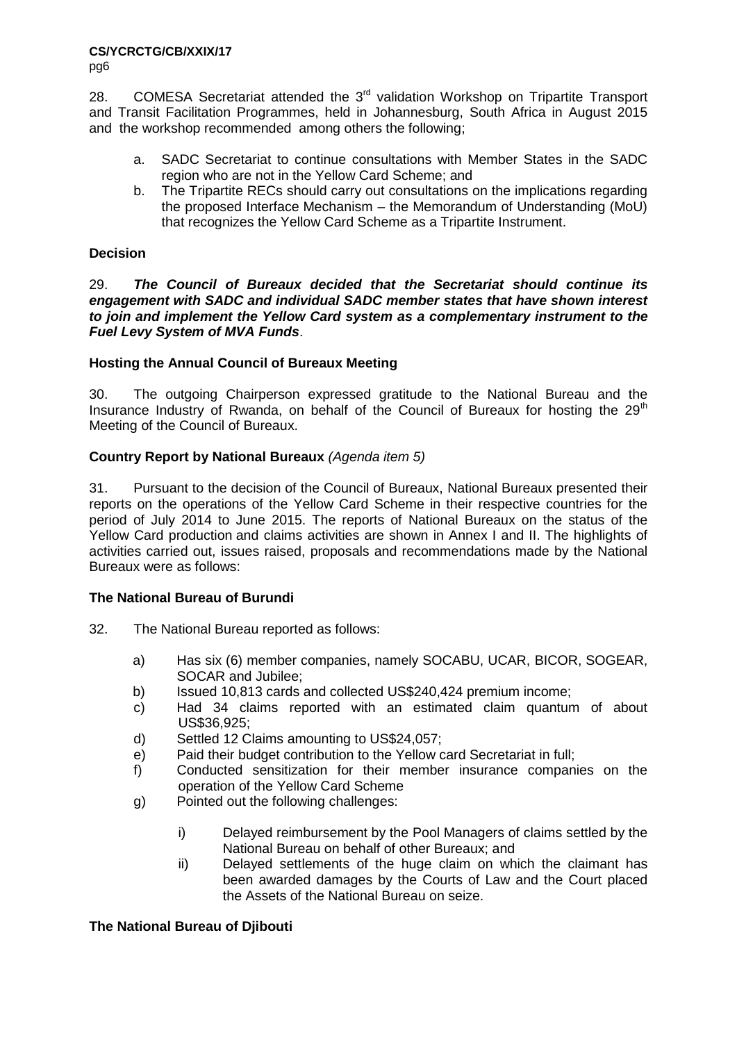28. COMESA Secretariat attended the 3rd validation Workshop on Tripartite Transport and Transit Facilitation Programmes, held in Johannesburg, South Africa in August 2015 and the workshop recommended among others the following;

a. SADC Secretariat to continue consultations with Member States in the SADC region who are not in the Yellow Card Scheme; and
b. The Tripartite RECs should carry out consultations on the implications regarding the proposed Interface Mechanism – the Memorandum of Understanding (MoU) that recognizes the Yellow Card Scheme as a Tripartite Instrument.

**Decision**

29. ***The Council of Bureaux decided that the Secretariat should continue its engagement with SADC and individual SADC member states that have shown interest to join and implement the Yellow Card system as a complementary instrument to the Fuel Levy System of MVA Funds***.

**Hosting the Annual Council of Bureaux Meeting**

30. The outgoing Chairperson expressed gratitude to the National Bureau and the Insurance Industry of Rwanda, on behalf of the Council of Bureaux for hosting the 29th Meeting of the Council of Bureaux.

**Country Report by National Bureaux** *(Agenda item 5)*

31. Pursuant to the decision of the Council of Bureaux, National Bureaux presented their reports on the operations of the Yellow Card Scheme in their respective countries for the period of July 2014 to June 2015. The reports of National Bureaux on the status of the Yellow Card production and claims activities are shown in Annex I and II. The highlights of activities carried out, issues raised, proposals and recommendations made by the National Bureaux were as follows:

**The National Bureau of Burundi**

32. The National Bureau reported as follows:

a) Has six (6) member companies, namely SOCABU, UCAR, BICOR, SOGEAR, SOCAR and Jubilee;
b) Issued 10,813 cards and collected US$240,424 premium income;
c) Had 34 claims reported with an estimated claim quantum of about US$36,925;
d) Settled 12 Claims amounting to US$24,057;
e) Paid their budget contribution to the Yellow card Secretariat in full;
f) Conducted sensitization for their member insurance companies on the operation of the Yellow Card Scheme
g) Pointed out the following challenges:

    i) Delayed reimbursement by the Pool Managers of claims settled by the National Bureau on behalf of other Bureaux; and
    ii) Delayed settlements of the huge claim on which the claimant has been awarded damages by the Courts of Law and the Court placed the Assets of the National Bureau on seize.

**The National Bureau of Djibouti**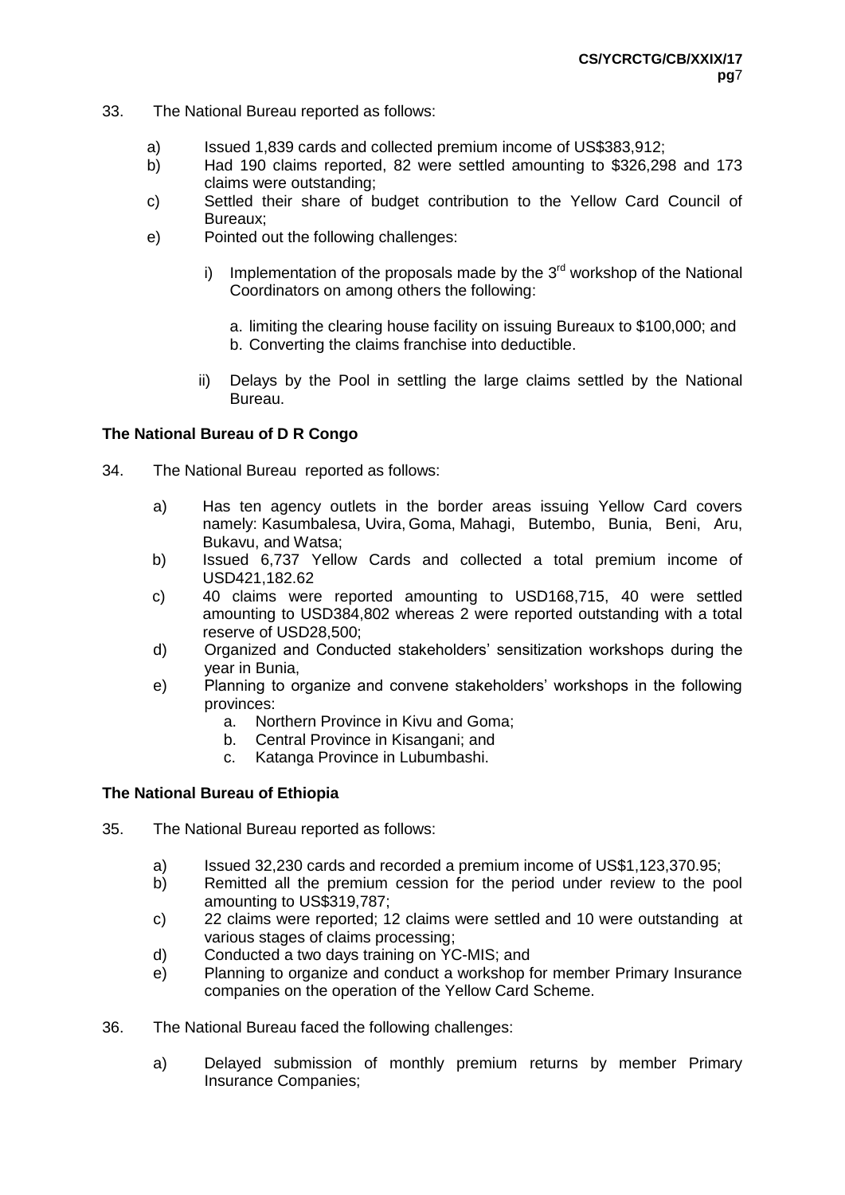33. The National Bureau reported as follows:

   a) Issued 1,839 cards and collected premium income of US$383,912;
   b) Had 190 claims reported, 82 were settled amounting to $326,298 and 173 claims were outstanding;
   c) Settled their share of budget contribution to the Yellow Card Council of Bureaux;
   e) Pointed out the following challenges:

      i) Implementation of the proposals made by the 3rd workshop of the National Coordinators on among others the following:

         a. limiting the clearing house facility on issuing Bureaux to $100,000; and
         b. Converting the claims franchise into deductible.

      ii) Delays by the Pool in settling the large claims settled by the National Bureau.

**The National Bureau of D R Congo**

34. The National Bureau reported as follows:

   a) Has ten agency outlets in the border areas issuing Yellow Card covers namely: Kasumbalesa, Uvira, Goma, Mahagi, Butembo, Bunia, Beni, Aru, Bukavu, and Watsa;
   b) Issued 6,737 Yellow Cards and collected a total premium income of USD421,182.62
   c) 40 claims were reported amounting to USD168,715, 40 were settled amounting to USD384,802 whereas 2 were reported outstanding with a total reserve of USD28,500;
   d) Organized and Conducted stakeholders' sensitization workshops during the year in Bunia,
   e) Planning to organize and convene stakeholders' workshops in the following provinces:
      a. Northern Province in Kivu and Goma;
      b. Central Province in Kisangani; and
      c. Katanga Province in Lubumbashi.

**The National Bureau of Ethiopia**

35. The National Bureau reported as follows:

   a) Issued 32,230 cards and recorded a premium income of US$1,123,370.95;
   b) Remitted all the premium cession for the period under review to the pool amounting to US$319,787;
   c) 22 claims were reported; 12 claims were settled and 10 were outstanding at various stages of claims processing;
   d) Conducted a two days training on YC-MIS; and
   e) Planning to organize and conduct a workshop for member Primary Insurance companies on the operation of the Yellow Card Scheme.

36. The National Bureau faced the following challenges:

   a) Delayed submission of monthly premium returns by member Primary Insurance Companies;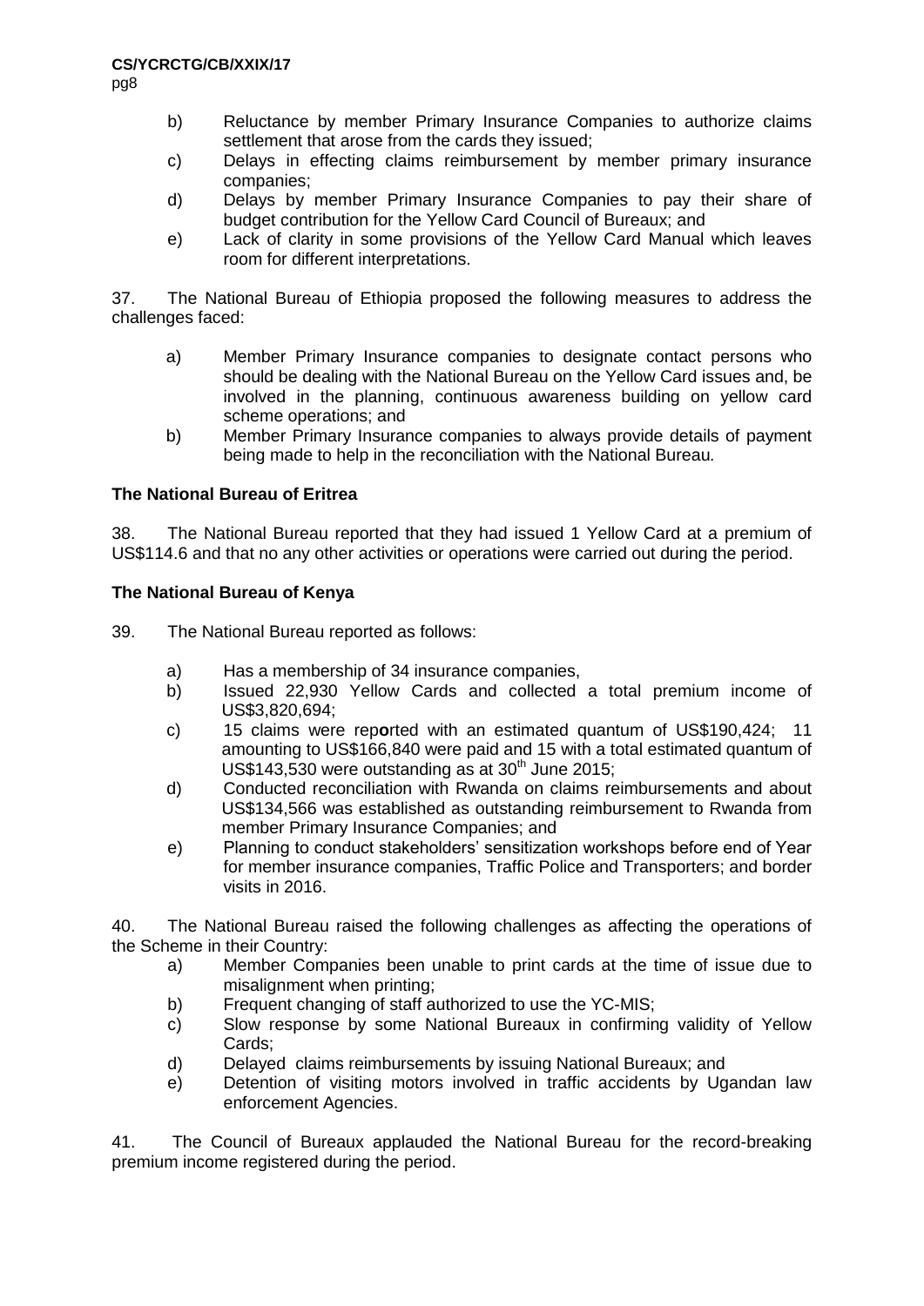b) Reluctance by member Primary Insurance Companies to authorize claims settlement that arose from the cards they issued;
c) Delays in effecting claims reimbursement by member primary insurance companies;
d) Delays by member Primary Insurance Companies to pay their share of budget contribution for the Yellow Card Council of Bureaux; and
e) Lack of clarity in some provisions of the Yellow Card Manual which leaves room for different interpretations.

37. The National Bureau of Ethiopia proposed the following measures to address the challenges faced:

a) Member Primary Insurance companies to designate contact persons who should be dealing with the National Bureau on the Yellow Card issues and, be involved in the planning, continuous awareness building on yellow card scheme operations; and
b) Member Primary Insurance companies to always provide details of payment being made to help in the reconciliation with the National Bureau*.*

**The National Bureau of Eritrea**

38. The National Bureau reported that they had issued 1 Yellow Card at a premium of US$114.6 and that no any other activities or operations were carried out during the period.

**The National Bureau of Kenya**

39. The National Bureau reported as follows:

a) Has a membership of 34 insurance companies,
b) Issued 22,930 Yellow Cards and collected a total premium income of US$3,820,694;
c) 15 claims were rep**o**rted with an estimated quantum of US$190,424; 11 amounting to US$166,840 were paid and 15 with a total estimated quantum of US$143,530 were outstanding as at 30th June 2015;
d) Conducted reconciliation with Rwanda on claims reimbursements and about US$134,566 was established as outstanding reimbursement to Rwanda from member Primary Insurance Companies; and
e) Planning to conduct stakeholders' sensitization workshops before end of Year for member insurance companies, Traffic Police and Transporters; and border visits in 2016.

40. The National Bureau raised the following challenges as affecting the operations of the Scheme in their Country:

a) Member Companies been unable to print cards at the time of issue due to misalignment when printing;
b) Frequent changing of staff authorized to use the YC-MIS;
c) Slow response by some National Bureaux in confirming validity of Yellow Cards;
d) Delayed claims reimbursements by issuing National Bureaux; and
e) Detention of visiting motors involved in traffic accidents by Ugandan law enforcement Agencies.

41. The Council of Bureaux applauded the National Bureau for the record-breaking premium income registered during the period.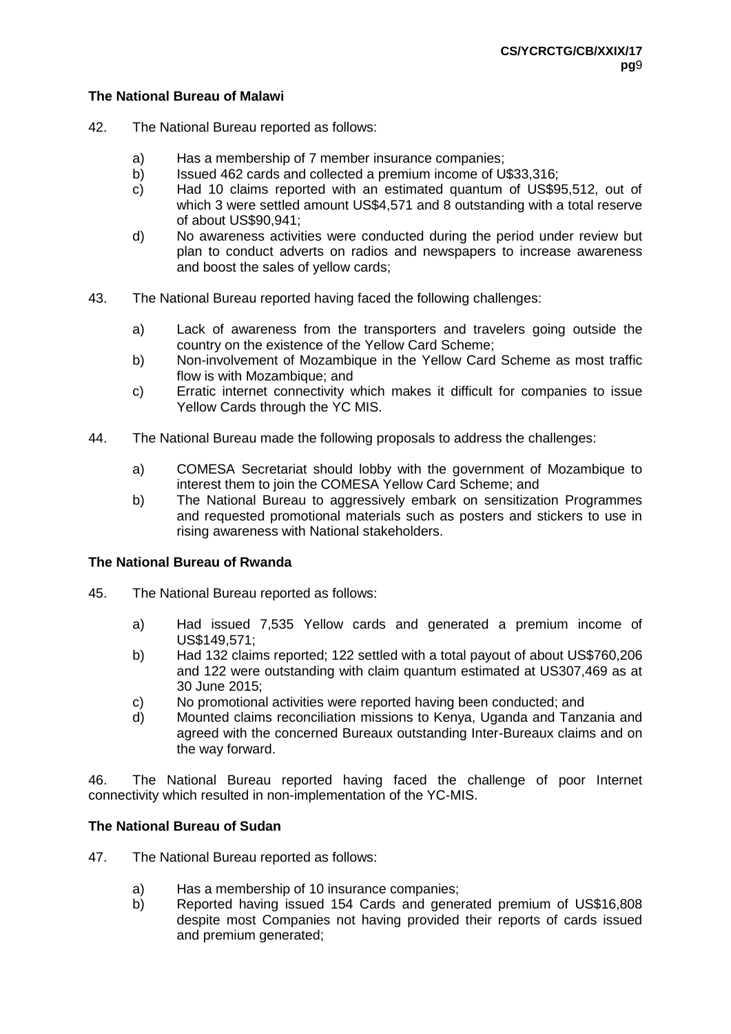**The National Bureau of Malawi**

42. The National Bureau reported as follows:

a) Has a membership of 7 member insurance companies;
b) Issued 462 cards and collected a premium income of U$33,316;
c) Had 10 claims reported with an estimated quantum of US$95,512, out of which 3 were settled amount US$4,571 and 8 outstanding with a total reserve of about US$90,941;
d) No awareness activities were conducted during the period under review but plan to conduct adverts on radios and newspapers to increase awareness and boost the sales of yellow cards;

43. The National Bureau reported having faced the following challenges:

a) Lack of awareness from the transporters and travelers going outside the country on the existence of the Yellow Card Scheme;
b) Non-involvement of Mozambique in the Yellow Card Scheme as most traffic flow is with Mozambique; and
c) Erratic internet connectivity which makes it difficult for companies to issue Yellow Cards through the YC MIS.

44. The National Bureau made the following proposals to address the challenges:

a) COMESA Secretariat should lobby with the government of Mozambique to interest them to join the COMESA Yellow Card Scheme; and
b) The National Bureau to aggressively embark on sensitization Programmes and requested promotional materials such as posters and stickers to use in rising awareness with National stakeholders.

**The National Bureau of Rwanda**

45. The National Bureau reported as follows:

a) Had issued 7,535 Yellow cards and generated a premium income of US$149,571;
b) Had 132 claims reported; 122 settled with a total payout of about US$760,206 and 122 were outstanding with claim quantum estimated at US307,469 as at 30 June 2015;
c) No promotional activities were reported having been conducted; and
d) Mounted claims reconciliation missions to Kenya, Uganda and Tanzania and agreed with the concerned Bureaux outstanding Inter-Bureaux claims and on the way forward.

46. The National Bureau reported having faced the challenge of poor Internet connectivity which resulted in non-implementation of the YC-MIS.

**The National Bureau of Sudan**

47. The National Bureau reported as follows:

a) Has a membership of 10 insurance companies;
b) Reported having issued 154 Cards and generated premium of US$16,808 despite most Companies not having provided their reports of cards issued and premium generated;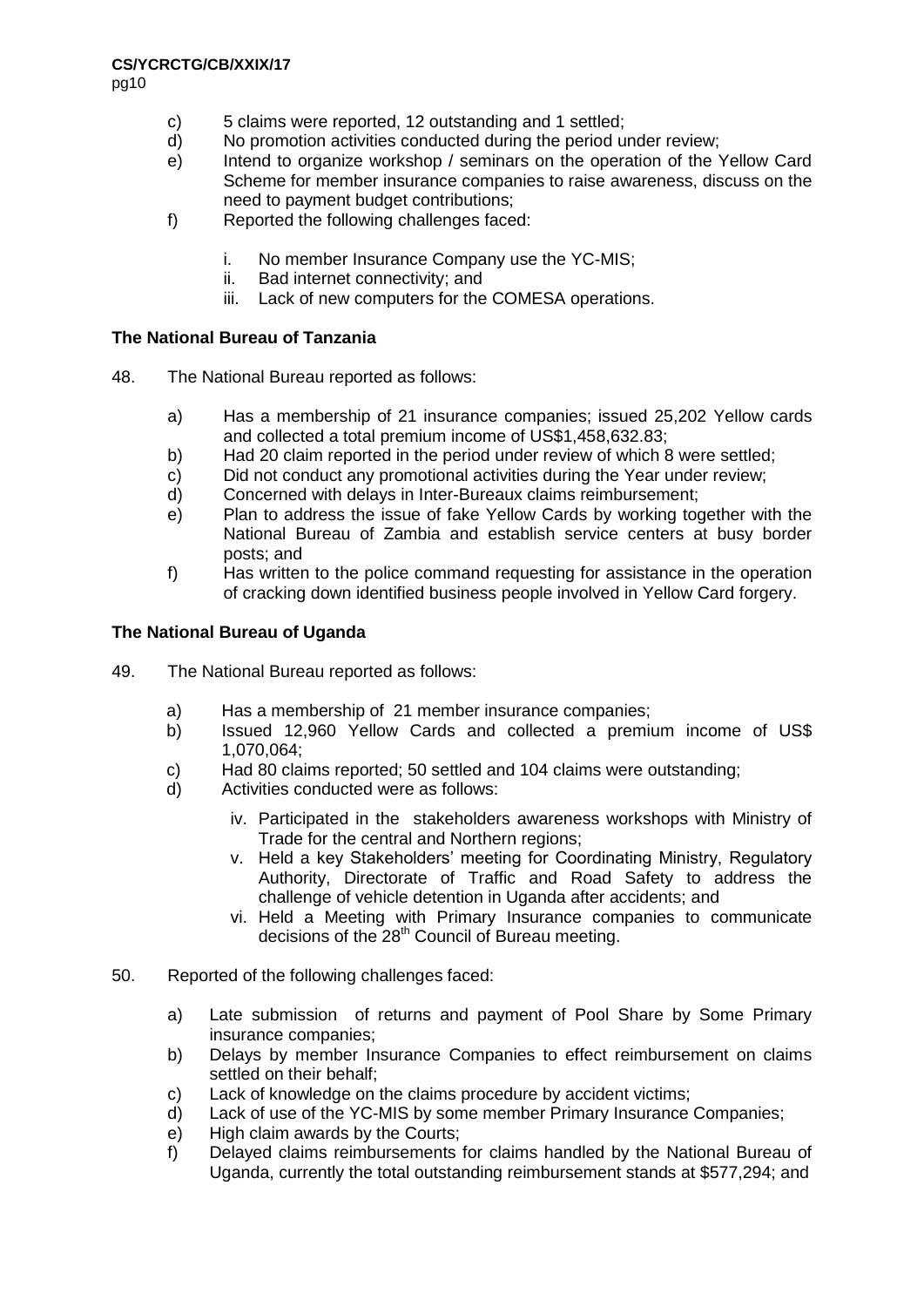c) 5 claims were reported, 12 outstanding and 1 settled;
d) No promotion activities conducted during the period under review;
e) Intend to organize workshop / seminars on the operation of the Yellow Card Scheme for member insurance companies to raise awareness, discuss on the need to payment budget contributions;
f) Reported the following challenges faced:

    i. No member Insurance Company use the YC-MIS;
    ii. Bad internet connectivity; and
    iii. Lack of new computers for the COMESA operations.

**The National Bureau of Tanzania**

48. The National Bureau reported as follows:

    a) Has a membership of 21 insurance companies; issued 25,202 Yellow cards and collected a total premium income of US$1,458,632.83;
    b) Had 20 claim reported in the period under review of which 8 were settled;
    c) Did not conduct any promotional activities during the Year under review;
    d) Concerned with delays in Inter-Bureaux claims reimbursement;
    e) Plan to address the issue of fake Yellow Cards by working together with the National Bureau of Zambia and establish service centers at busy border posts; and
    f) Has written to the police command requesting for assistance in the operation of cracking down identified business people involved in Yellow Card forgery.

**The National Bureau of Uganda**

49. The National Bureau reported as follows:

    a) Has a membership of 21 member insurance companies;
    b) Issued 12,960 Yellow Cards and collected a premium income of US$ 1,070,064;
    c) Had 80 claims reported; 50 settled and 104 claims were outstanding;
    d) Activities conducted were as follows:

        iv. Participated in the stakeholders awareness workshops with Ministry of Trade for the central and Northern regions;
        v. Held a key Stakeholders' meeting for Coordinating Ministry, Regulatory Authority, Directorate of Traffic and Road Safety to address the challenge of vehicle detention in Uganda after accidents; and
        vi. Held a Meeting with Primary Insurance companies to communicate decisions of the 28th Council of Bureau meeting.

50. Reported of the following challenges faced:

    a) Late submission of returns and payment of Pool Share by Some Primary insurance companies;
    b) Delays by member Insurance Companies to effect reimbursement on claims settled on their behalf;
    c) Lack of knowledge on the claims procedure by accident victims;
    d) Lack of use of the YC-MIS by some member Primary Insurance Companies;
    e) High claim awards by the Courts;
    f) Delayed claims reimbursements for claims handled by the National Bureau of Uganda, currently the total outstanding reimbursement stands at $577,294; and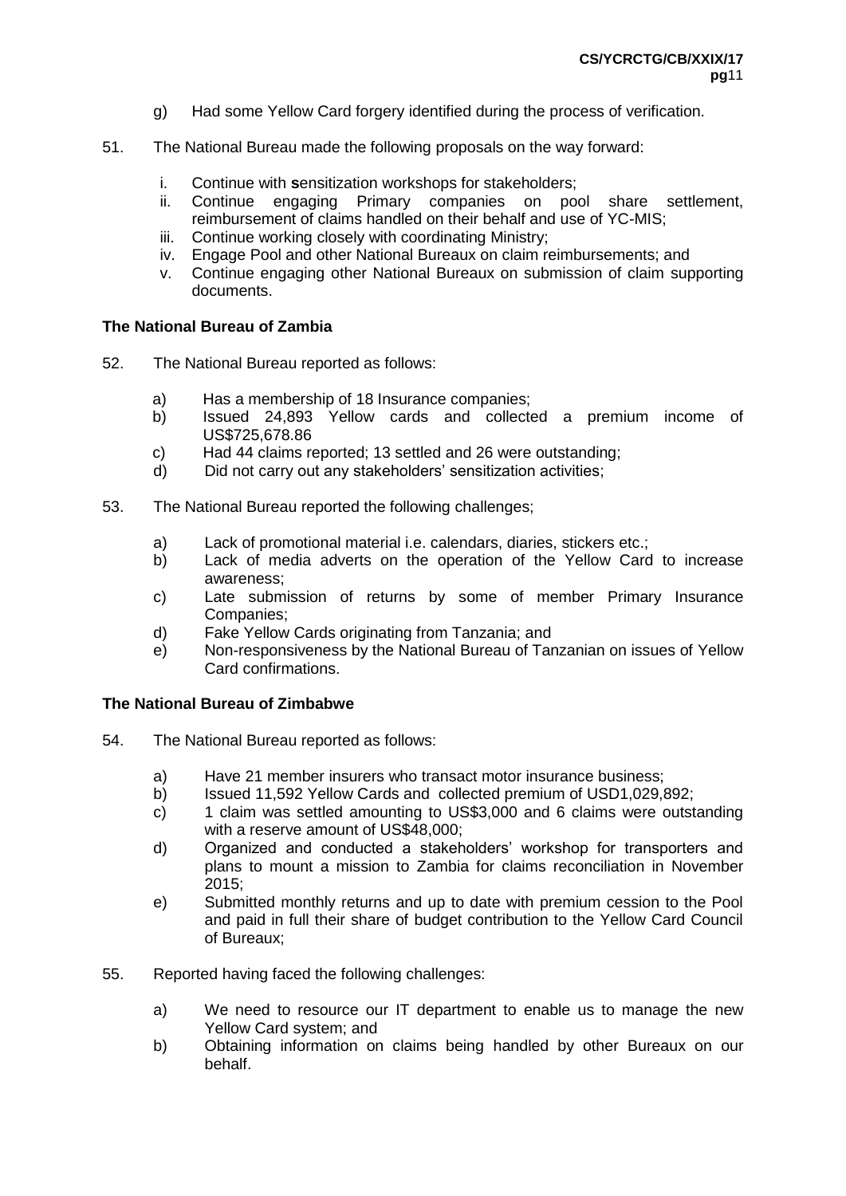g) Had some Yellow Card forgery identified during the process of verification.

51. The National Bureau made the following proposals on the way forward:

    i. Continue with **s**ensitization workshops for stakeholders;
    ii. Continue engaging Primary companies on pool share settlement, reimbursement of claims handled on their behalf and use of YC-MIS;
    iii. Continue working closely with coordinating Ministry;
    iv. Engage Pool and other National Bureaux on claim reimbursements; and
    v. Continue engaging other National Bureaux on submission of claim supporting documents.

**The National Bureau of Zambia**

52. The National Bureau reported as follows:

    a) Has a membership of 18 Insurance companies;
    b) Issued 24,893 Yellow cards and collected a premium income of US$725,678.86
    c) Had 44 claims reported; 13 settled and 26 were outstanding;
    d) Did not carry out any stakeholders' sensitization activities;

53. The National Bureau reported the following challenges;

    a) Lack of promotional material i.e. calendars, diaries, stickers etc.;
    b) Lack of media adverts on the operation of the Yellow Card to increase awareness;
    c) Late submission of returns by some of member Primary Insurance Companies;
    d) Fake Yellow Cards originating from Tanzania; and
    e) Non-responsiveness by the National Bureau of Tanzanian on issues of Yellow Card confirmations.

**The National Bureau of Zimbabwe**

54. The National Bureau reported as follows:

    a) Have 21 member insurers who transact motor insurance business;
    b) Issued 11,592 Yellow Cards and collected premium of USD1,029,892;
    c) 1 claim was settled amounting to US$3,000 and 6 claims were outstanding with a reserve amount of US$48,000;
    d) Organized and conducted a stakeholders' workshop for transporters and plans to mount a mission to Zambia for claims reconciliation in November 2015;
    e) Submitted monthly returns and up to date with premium cession to the Pool and paid in full their share of budget contribution to the Yellow Card Council of Bureaux;

55. Reported having faced the following challenges:

    a) We need to resource our IT department to enable us to manage the new Yellow Card system; and
    b) Obtaining information on claims being handled by other Bureaux on our behalf.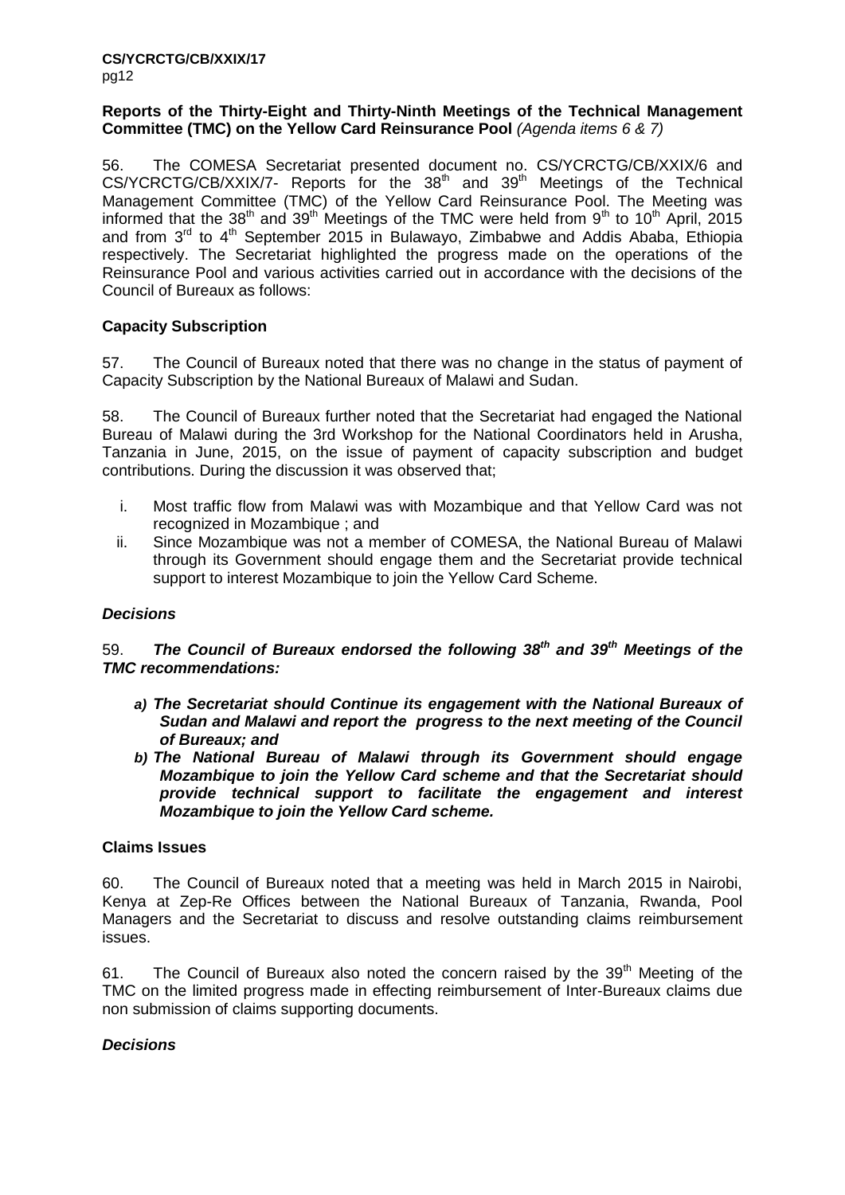**Reports of the Thirty-Eight and Thirty-Ninth Meetings of the Technical Management Committee (TMC) on the Yellow Card Reinsurance Pool** *(Agenda items 6 & 7)*

56. The COMESA Secretariat presented document no. CS/YCRCTG/CB/XXIX/6 and CS/YCRCTG/CB/XXIX/7- Reports for the 38th and 39th Meetings of the Technical Management Committee (TMC) of the Yellow Card Reinsurance Pool. The Meeting was informed that the 38th and 39th Meetings of the TMC were held from 9th to 10th April, 2015 and from 3rd to 4th September 2015 in Bulawayo, Zimbabwe and Addis Ababa, Ethiopia respectively. The Secretariat highlighted the progress made on the operations of the Reinsurance Pool and various activities carried out in accordance with the decisions of the Council of Bureaux as follows:

**Capacity Subscription**

57. The Council of Bureaux noted that there was no change in the status of payment of Capacity Subscription by the National Bureaux of Malawi and Sudan.

58. The Council of Bureaux further noted that the Secretariat had engaged the National Bureau of Malawi during the 3rd Workshop for the National Coordinators held in Arusha, Tanzania in June, 2015, on the issue of payment of capacity subscription and budget contributions. During the discussion it was observed that;

i. Most traffic flow from Malawi was with Mozambique and that Yellow Card was not recognized in Mozambique ; and
ii. Since Mozambique was not a member of COMESA, the National Bureau of Malawi through its Government should engage them and the Secretariat provide technical support to interest Mozambique to join the Yellow Card Scheme.

***Decisions***

59. ***The Council of Bureaux endorsed the following 38th and 39th Meetings of the TMC recommendations:***

***a) The Secretariat should Continue its engagement with the National Bureaux of Sudan and Malawi and report the progress to the next meeting of the Council of Bureaux; and***
***b) The National Bureau of Malawi through its Government should engage Mozambique to join the Yellow Card scheme and that the Secretariat should provide technical support to facilitate the engagement and interest Mozambique to join the Yellow Card scheme.***

**Claims Issues**

60. The Council of Bureaux noted that a meeting was held in March 2015 in Nairobi, Kenya at Zep-Re Offices between the National Bureaux of Tanzania, Rwanda, Pool Managers and the Secretariat to discuss and resolve outstanding claims reimbursement issues.

61. The Council of Bureaux also noted the concern raised by the 39th Meeting of the TMC on the limited progress made in effecting reimbursement of Inter-Bureaux claims due non submission of claims supporting documents.

***Decisions***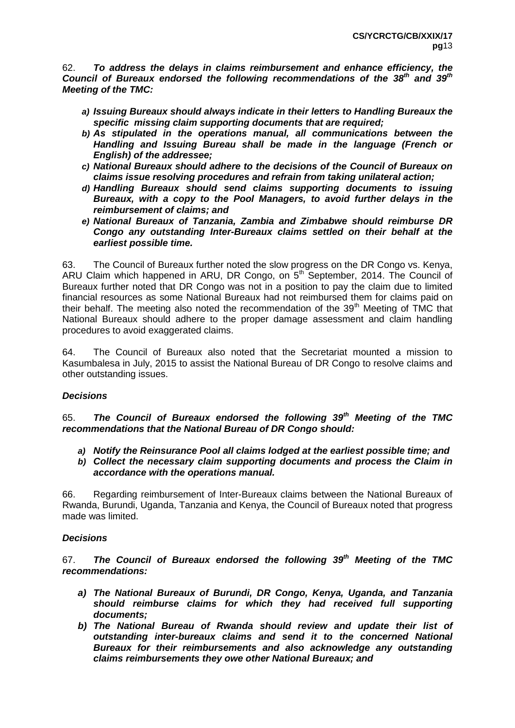62. ***To address the delays in claims reimbursement and enhance efficiency, the Council of Bureaux endorsed the following recommendations of the 38th and 39th Meeting of the TMC:***

- ***a) Issuing Bureaux should always indicate in their letters to Handling Bureaux the specific missing claim supporting documents that are required;***
- ***b) As stipulated in the operations manual, all communications between the Handling and Issuing Bureau shall be made in the language (French or English) of the addressee;***
- ***c) National Bureaux should adhere to the decisions of the Council of Bureaux on claims issue resolving procedures and refrain from taking unilateral action;***
- ***d) Handling Bureaux should send claims supporting documents to issuing Bureaux, with a copy to the Pool Managers, to avoid further delays in the reimbursement of claims; and***
- ***e) National Bureaux of Tanzania, Zambia and Zimbabwe should reimburse DR Congo any outstanding Inter-Bureaux claims settled on their behalf at the earliest possible time.***

63. The Council of Bureaux further noted the slow progress on the DR Congo vs. Kenya, ARU Claim which happened in ARU, DR Congo, on 5th September, 2014. The Council of Bureaux further noted that DR Congo was not in a position to pay the claim due to limited financial resources as some National Bureaux had not reimbursed them for claims paid on their behalf. The meeting also noted the recommendation of the 39th Meeting of TMC that National Bureaux should adhere to the proper damage assessment and claim handling procedures to avoid exaggerated claims.

64. The Council of Bureaux also noted that the Secretariat mounted a mission to Kasumbalesa in July, 2015 to assist the National Bureau of DR Congo to resolve claims and other outstanding issues.

***Decisions***

65. ***The Council of Bureaux endorsed the following 39th Meeting of the TMC recommendations that the National Bureau of DR Congo should:***

- ***a) Notify the Reinsurance Pool all claims lodged at the earliest possible time; and***
- ***b) Collect the necessary claim supporting documents and process the Claim in accordance with the operations manual.***

66. Regarding reimbursement of Inter-Bureaux claims between the National Bureaux of Rwanda, Burundi, Uganda, Tanzania and Kenya, the Council of Bureaux noted that progress made was limited.

***Decisions***

67. ***The Council of Bureaux endorsed the following 39th Meeting of the TMC recommendations:***

- ***a) The National Bureaux of Burundi, DR Congo, Kenya, Uganda, and Tanzania should reimburse claims for which they had received full supporting documents;***
- ***b) The National Bureau of Rwanda should review and update their list of outstanding inter-bureaux claims and send it to the concerned National Bureaux for their reimbursements and also acknowledge any outstanding claims reimbursements they owe other National Bureaux; and***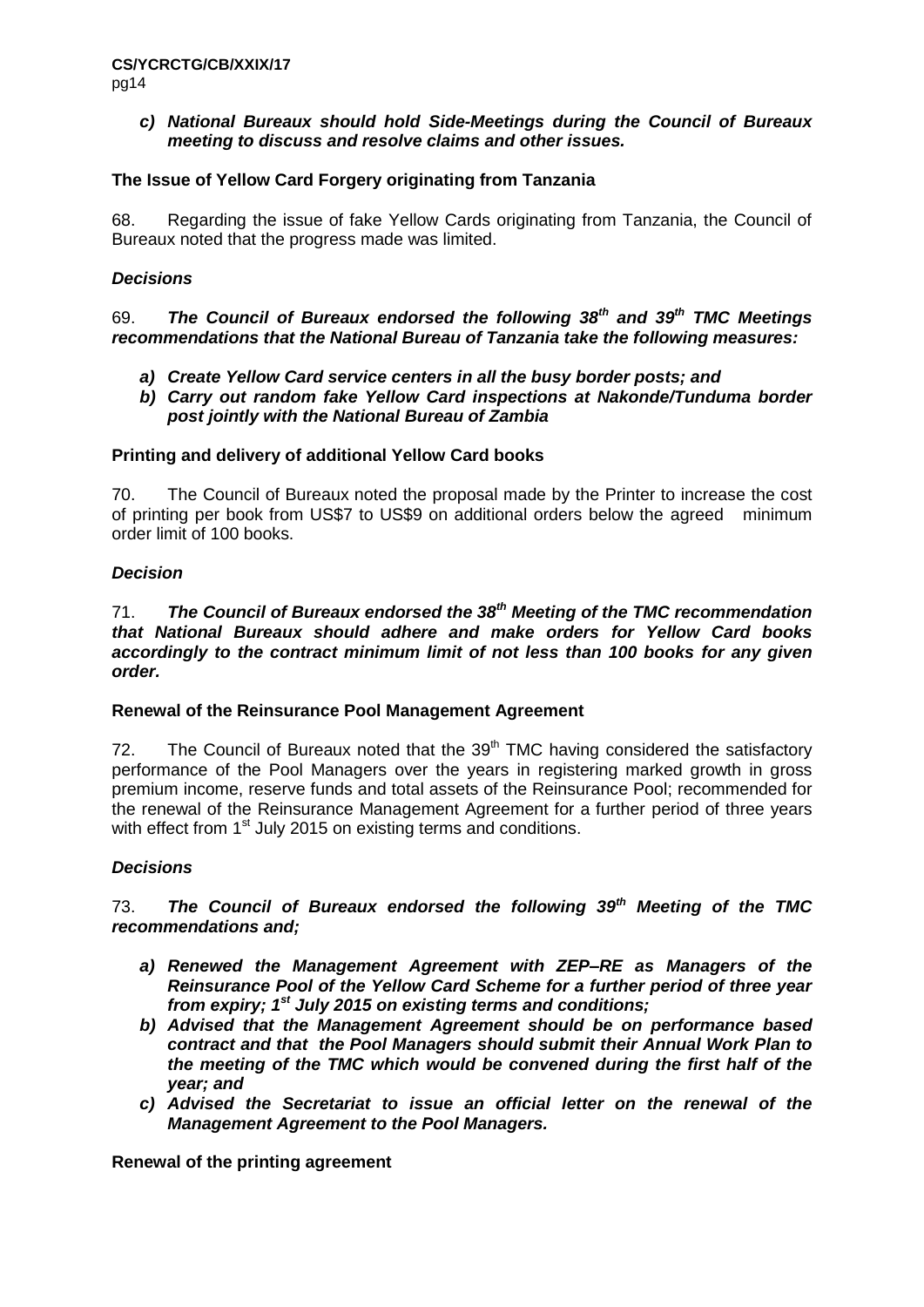*c) **National Bureaux should hold Side-Meetings during the Council of Bureaux meeting to discuss and resolve claims and other issues.***

**The Issue of Yellow Card Forgery originating from Tanzania**

68. Regarding the issue of fake Yellow Cards originating from Tanzania, the Council of Bureaux noted that the progress made was limited.

***Decisions***

69. ***The Council of Bureaux endorsed the following 38th and 39th TMC Meetings recommendations that the National Bureau of Tanzania take the following measures:***

- ***a) Create Yellow Card service centers in all the busy border posts; and***
- ***b) Carry out random fake Yellow Card inspections at Nakonde/Tunduma border post jointly with the National Bureau of Zambia***

**Printing and delivery of additional Yellow Card books**

70. The Council of Bureaux noted the proposal made by the Printer to increase the cost of printing per book from US$7 to US$9 on additional orders below the agreed minimum order limit of 100 books.

***Decision***

71. ***The Council of Bureaux endorsed the 38th Meeting of the TMC recommendation that National Bureaux should adhere and make orders for Yellow Card books accordingly to the contract minimum limit of not less than 100 books for any given order.***

**Renewal of the Reinsurance Pool Management Agreement**

72. The Council of Bureaux noted that the 39th TMC having considered the satisfactory performance of the Pool Managers over the years in registering marked growth in gross premium income, reserve funds and total assets of the Reinsurance Pool; recommended for the renewal of the Reinsurance Management Agreement for a further period of three years with effect from 1st July 2015 on existing terms and conditions.

***Decisions***

73. ***The Council of Bureaux endorsed the following 39th Meeting of the TMC recommendations and;***

- ***a) Renewed the Management Agreement with ZEP–RE as Managers of the Reinsurance Pool of the Yellow Card Scheme for a further period of three year from expiry; 1st July 2015 on existing terms and conditions;***
- ***b) Advised that the Management Agreement should be on performance based contract and that the Pool Managers should submit their Annual Work Plan to the meeting of the TMC which would be convened during the first half of the year; and***
- ***c) Advised the Secretariat to issue an official letter on the renewal of the Management Agreement to the Pool Managers.***

**Renewal of the printing agreement**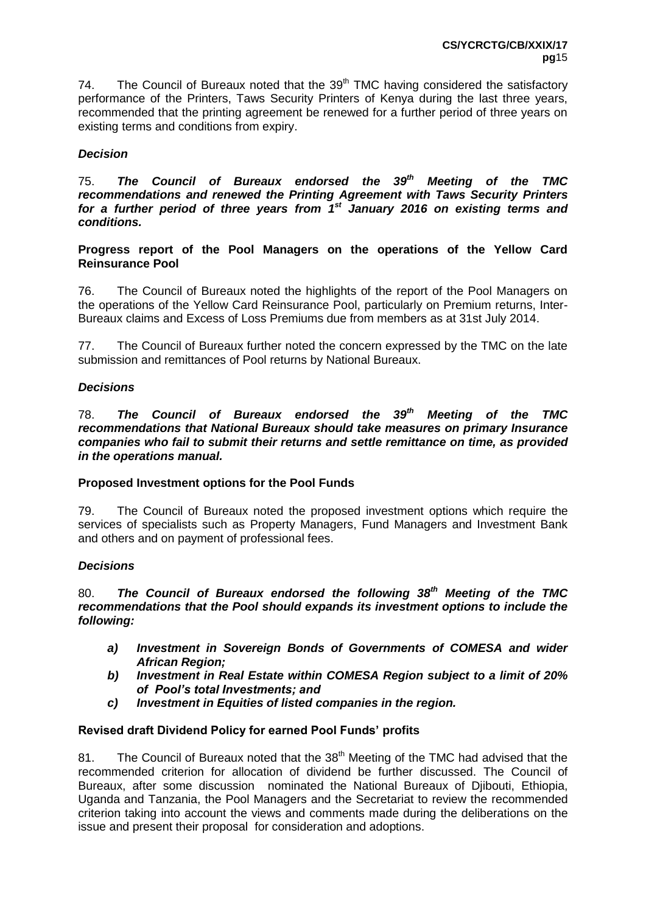74. The Council of Bureaux noted that the 39th TMC having considered the satisfactory performance of the Printers, Taws Security Printers of Kenya during the last three years, recommended that the printing agreement be renewed for a further period of three years on existing terms and conditions from expiry.

***Decision***

75. ***The Council of Bureaux endorsed the 39th Meeting of the TMC recommendations and renewed the Printing Agreement with Taws Security Printers for a further period of three years from 1st January 2016 on existing terms and conditions.***

**Progress report of the Pool Managers on the operations of the Yellow Card Reinsurance Pool**

76. The Council of Bureaux noted the highlights of the report of the Pool Managers on the operations of the Yellow Card Reinsurance Pool, particularly on Premium returns, Inter-Bureaux claims and Excess of Loss Premiums due from members as at 31st July 2014.

77. The Council of Bureaux further noted the concern expressed by the TMC on the late submission and remittances of Pool returns by National Bureaux.

***Decisions***

78. ***The Council of Bureaux endorsed the 39th Meeting of the TMC recommendations that National Bureaux should take measures on primary Insurance companies who fail to submit their returns and settle remittance on time, as provided in the operations manual.***

**Proposed Investment options for the Pool Funds**

79. The Council of Bureaux noted the proposed investment options which require the services of specialists such as Property Managers, Fund Managers and Investment Bank and others and on payment of professional fees.

***Decisions***

80. ***The Council of Bureaux endorsed the following 38th Meeting of the TMC recommendations that the Pool should expands its investment options to include the following:***

- ***a) Investment in Sovereign Bonds of Governments of COMESA and wider African Region;***
- ***b) Investment in Real Estate within COMESA Region subject to a limit of 20% of Pool's total Investments; and***
- ***c) Investment in Equities of listed companies in the region.***

**Revised draft Dividend Policy for earned Pool Funds' profits**

81. The Council of Bureaux noted that the 38th Meeting of the TMC had advised that the recommended criterion for allocation of dividend be further discussed. The Council of Bureaux, after some discussion nominated the National Bureaux of Djibouti, Ethiopia, Uganda and Tanzania, the Pool Managers and the Secretariat to review the recommended criterion taking into account the views and comments made during the deliberations on the issue and present their proposal for consideration and adoptions.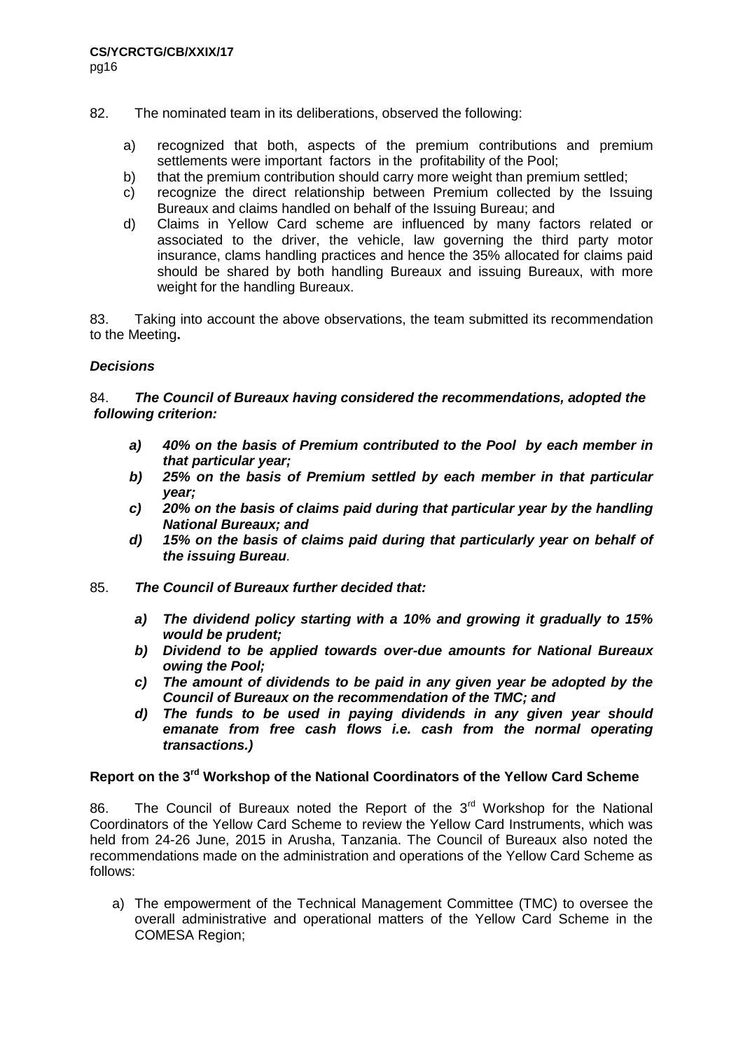82. The nominated team in its deliberations, observed the following:

a) recognized that both, aspects of the premium contributions and premium settlements were important factors in the profitability of the Pool;
b) that the premium contribution should carry more weight than premium settled;
c) recognize the direct relationship between Premium collected by the Issuing Bureaux and claims handled on behalf of the Issuing Bureau; and
d) Claims in Yellow Card scheme are influenced by many factors related or associated to the driver, the vehicle, law governing the third party motor insurance, clams handling practices and hence the 35% allocated for claims paid should be shared by both handling Bureaux and issuing Bureaux, with more weight for the handling Bureaux.

83. Taking into account the above observations, the team submitted its recommendation to the Meeting**.**

***Decisions***

84. ***The Council of Bureaux having considered the recommendations, adopted the following criterion:***

***a) 40% on the basis of Premium contributed to the Pool by each member in that particular year;***
***b) 25% on the basis of Premium settled by each member in that particular year;***
***c) 20% on the basis of claims paid during that particular year by the handling National Bureaux; and***
***d) 15% on the basis of claims paid during that particularly year on behalf of the issuing Bureau****.*

85. ***The Council of Bureaux further decided that:***

***a) The dividend policy starting with a 10% and growing it gradually to 15% would be prudent;***
***b) Dividend to be applied towards over-due amounts for National Bureaux owing the Pool;***
***c) The amount of dividends to be paid in any given year be adopted by the Council of Bureaux on the recommendation of the TMC; and***
***d) The funds to be used in paying dividends in any given year should emanate from free cash flows i.e. cash from the normal operating transactions.)***

**Report on the 3rd Workshop of the National Coordinators of the Yellow Card Scheme**

86. The Council of Bureaux noted the Report of the 3rd Workshop for the National Coordinators of the Yellow Card Scheme to review the Yellow Card Instruments, which was held from 24-26 June, 2015 in Arusha, Tanzania. The Council of Bureaux also noted the recommendations made on the administration and operations of the Yellow Card Scheme as follows:

a) The empowerment of the Technical Management Committee (TMC) to oversee the overall administrative and operational matters of the Yellow Card Scheme in the COMESA Region;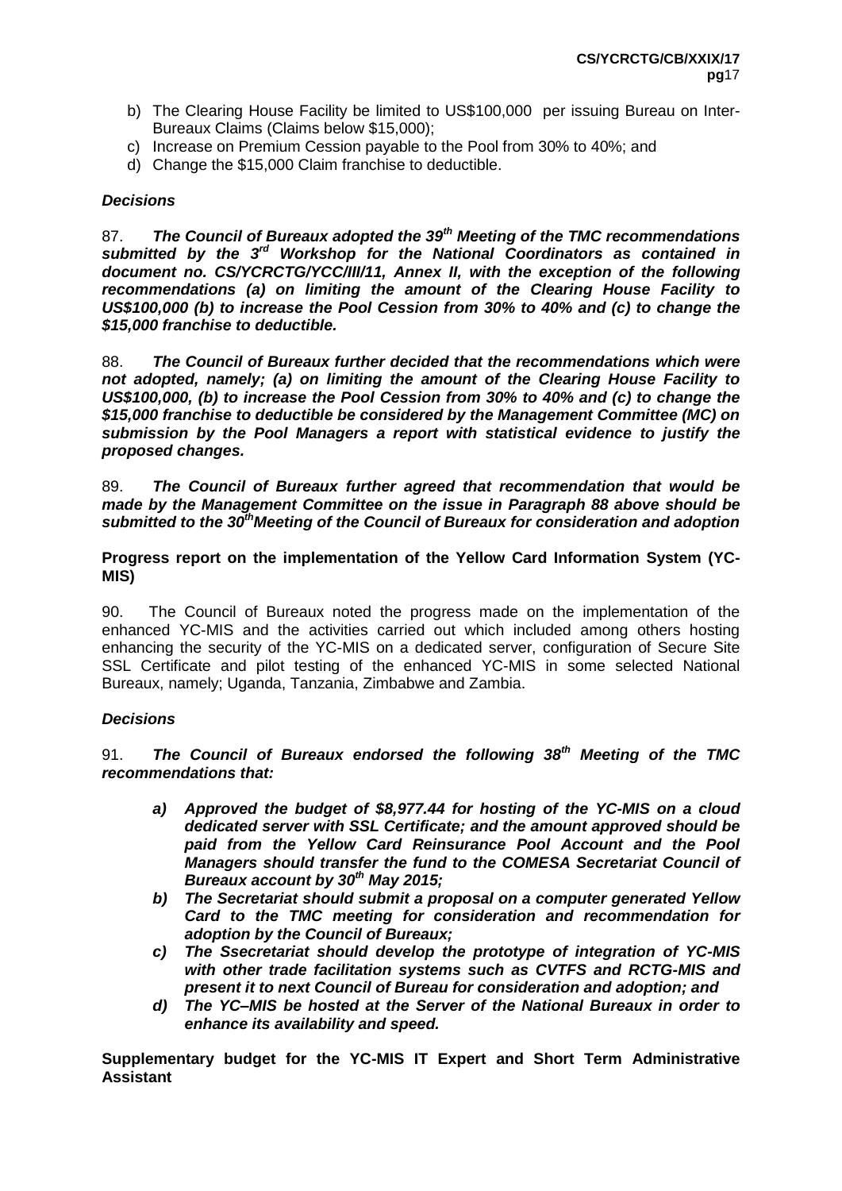b) The Clearing House Facility be limited to US$100,000 per issuing Bureau on Inter-Bureaux Claims (Claims below $15,000);
c) Increase on Premium Cession payable to the Pool from 30% to 40%; and
d) Change the $15,000 Claim franchise to deductible.

***Decisions***

87. ***The Council of Bureaux adopted the 39th Meeting of the TMC recommendations submitted by the 3rd Workshop for the National Coordinators as contained in document no. CS/YCRCTG/YCC/III/11, Annex II, with the exception of the following recommendations (a) on limiting the amount of the Clearing House Facility to US$100,000 (b) to increase the Pool Cession from 30% to 40% and (c) to change the $15,000 franchise to deductible.***

88. ***The Council of Bureaux further decided that the recommendations which were not adopted, namely; (a) on limiting the amount of the Clearing House Facility to US$100,000, (b) to increase the Pool Cession from 30% to 40% and (c) to change the $15,000 franchise to deductible be considered by the Management Committee (MC) on submission by the Pool Managers a report with statistical evidence to justify the proposed changes.***

89. ***The Council of Bureaux further agreed that recommendation that would be made by the Management Committee on the issue in Paragraph 88 above should be submitted to the 30thMeeting of the Council of Bureaux for consideration and adoption***

**Progress report on the implementation of the Yellow Card Information System (YC-MIS)**

90. The Council of Bureaux noted the progress made on the implementation of the enhanced YC-MIS and the activities carried out which included among others hosting enhancing the security of the YC-MIS on a dedicated server, configuration of Secure Site SSL Certificate and pilot testing of the enhanced YC-MIS in some selected National Bureaux, namely; Uganda, Tanzania, Zimbabwe and Zambia.

***Decisions***

91. ***The Council of Bureaux endorsed the following 38th Meeting of the TMC recommendations that:***

- ***a) Approved the budget of $8,977.44 for hosting of the YC-MIS on a cloud dedicated server with SSL Certificate; and the amount approved should be paid from the Yellow Card Reinsurance Pool Account and the Pool Managers should transfer the fund to the COMESA Secretariat Council of Bureaux account by 30th May 2015;***
- ***b) The Secretariat should submit a proposal on a computer generated Yellow Card to the TMC meeting for consideration and recommendation for adoption by the Council of Bureaux;***
- ***c) The Ssecretariat should develop the prototype of integration of YC-MIS with other trade facilitation systems such as CVTFS and RCTG-MIS and present it to next Council of Bureau for consideration and adoption; and***
- ***d) The YC–MIS be hosted at the Server of the National Bureaux in order to enhance its availability and speed.***

**Supplementary budget for the YC-MIS IT Expert and Short Term Administrative Assistant**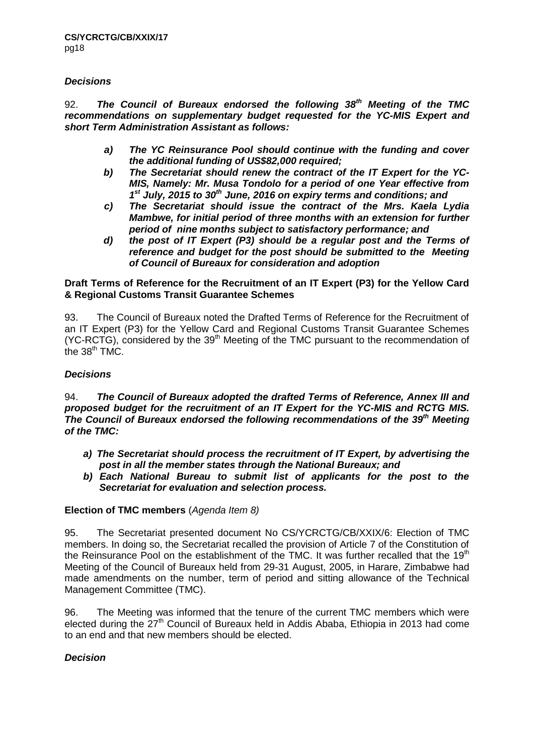### *Decisions*

92. ***The Council of Bureaux endorsed the following 38th Meeting of the TMC recommendations on supplementary budget requested for the YC-MIS Expert and short Term Administration Assistant as follows:***

> ***a) The YC Reinsurance Pool should continue with the funding and cover the additional funding of US$82,000 required;***
>
> ***b) The Secretariat should renew the contract of the IT Expert for the YC-MIS, Namely: Mr. Musa Tondolo for a period of one Year effective from 1st July, 2015 to 30th June, 2016 on expiry terms and conditions; and***
>
> ***c) The Secretariat should issue the contract of the Mrs. Kaela Lydia Mambwe, for initial period of three months with an extension for further period of nine months subject to satisfactory performance; and***
>
> ***d) the post of IT Expert (P3) should be a regular post and the Terms of reference and budget for the post should be submitted to the Meeting of Council of Bureaux for consideration and adoption***

**Draft Terms of Reference for the Recruitment of an IT Expert (P3) for the Yellow Card & Regional Customs Transit Guarantee Schemes**

93. The Council of Bureaux noted the Drafted Terms of Reference for the Recruitment of an IT Expert (P3) for the Yellow Card and Regional Customs Transit Guarantee Schemes (YC-RCTG), considered by the 39th Meeting of the TMC pursuant to the recommendation of the 38th TMC.

### *Decisions*

94. ***The Council of Bureaux adopted the drafted Terms of Reference, Annex III and proposed budget for the recruitment of an IT Expert for the YC-MIS and RCTG MIS. The Council of Bureaux endorsed the following recommendations of the 39th Meeting of the TMC:***

> ***a) The Secretariat should process the recruitment of IT Expert, by advertising the post in all the member states through the National Bureaux; and***
>
> ***b) Each National Bureau to submit list of applicants for the post to the Secretariat for evaluation and selection process.***

**Election of TMC members** (*Agenda Item 8)*

95. The Secretariat presented document No CS/YCRCTG/CB/XXIX/6: Election of TMC members. In doing so, the Secretariat recalled the provision of Article 7 of the Constitution of the Reinsurance Pool on the establishment of the TMC. It was further recalled that the 19th Meeting of the Council of Bureaux held from 29-31 August, 2005, in Harare, Zimbabwe had made amendments on the number, term of period and sitting allowance of the Technical Management Committee (TMC).

96. The Meeting was informed that the tenure of the current TMC members which were elected during the 27th Council of Bureaux held in Addis Ababa, Ethiopia in 2013 had come to an end and that new members should be elected.

### *Decision*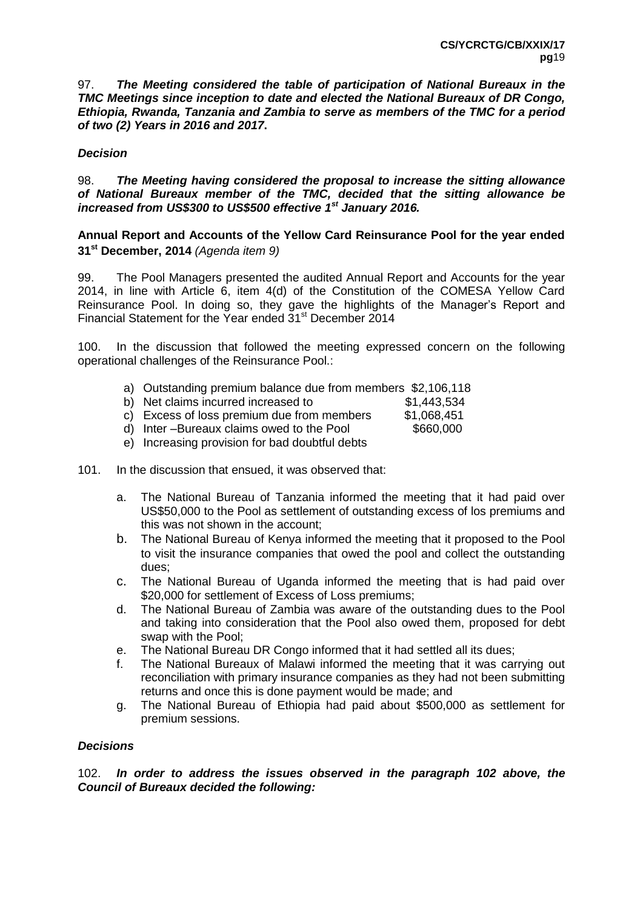97. ***The Meeting considered the table of participation of National Bureaux in the TMC Meetings since inception to date and elected the National Bureaux of DR Congo, Ethiopia, Rwanda, Tanzania and Zambia to serve as members of the TMC for a period of two (2) Years in 2016 and 2017*.**

***Decision***

98. ***The Meeting having considered the proposal to increase the sitting allowance of National Bureaux member of the TMC, decided that the sitting allowance be increased from US$300 to US$500 effective 1st January 2016.***

**Annual Report and Accounts of the Yellow Card Reinsurance Pool for the year ended 31st December, 2014** *(Agenda item 9)*

99. The Pool Managers presented the audited Annual Report and Accounts for the year 2014, in line with Article 6, item 4(d) of the Constitution of the COMESA Yellow Card Reinsurance Pool. In doing so, they gave the highlights of the Manager's Report and Financial Statement for the Year ended 31st December 2014

100. In the discussion that followed the meeting expressed concern on the following operational challenges of the Reinsurance Pool.:

a) Outstanding premium balance due from members $2,106,118
b) Net claims incurred increased to $1,443,534
c) Excess of loss premium due from members $1,068,451
d) Inter –Bureaux claims owed to the Pool $660,000
e) Increasing provision for bad doubtful debts

101. In the discussion that ensued, it was observed that:

a. The National Bureau of Tanzania informed the meeting that it had paid over US$50,000 to the Pool as settlement of outstanding excess of los premiums and this was not shown in the account;
b. The National Bureau of Kenya informed the meeting that it proposed to the Pool to visit the insurance companies that owed the pool and collect the outstanding dues;
c. The National Bureau of Uganda informed the meeting that is had paid over $20,000 for settlement of Excess of Loss premiums;
d. The National Bureau of Zambia was aware of the outstanding dues to the Pool and taking into consideration that the Pool also owed them, proposed for debt swap with the Pool;
e. The National Bureau DR Congo informed that it had settled all its dues;
f. The National Bureaux of Malawi informed the meeting that it was carrying out reconciliation with primary insurance companies as they had not been submitting returns and once this is done payment would be made; and
g. The National Bureau of Ethiopia had paid about $500,000 as settlement for premium sessions.

***Decisions***

102. ***In order to address the issues observed in the paragraph 102 above, the Council of Bureaux decided the following:***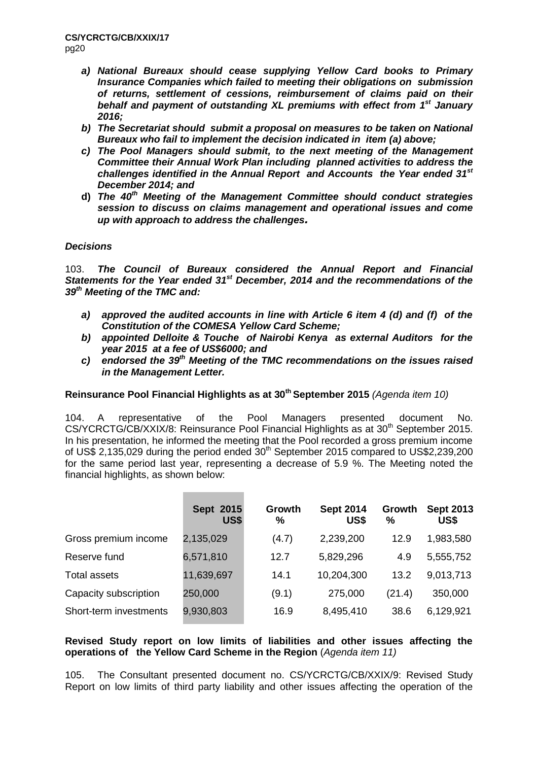a) ***National Bureaux should cease supplying Yellow Card books to Primary Insurance Companies which failed to meeting their obligations on submission of returns, settlement of cessions, reimbursement of claims paid on their behalf and payment of outstanding XL premiums with effect from 1st January 2016;***
b) ***The Secretariat should submit a proposal on measures to be taken on National Bureaux who fail to implement the decision indicated in item (a) above;***
c) ***The Pool Managers should submit, to the next meeting of the Management Committee their Annual Work Plan including planned activities to address the challenges identified in the Annual Report and Accounts the Year ended 31st December 2014; and***
d) ***The 40th Meeting of the Management Committee should conduct strategies session to discuss on claims management and operational issues and come up with approach to address the challenges.***

***Decisions***

103. ***The Council of Bureaux considered the Annual Report and Financial Statements for the Year ended 31st December, 2014 and the recommendations of the 39th Meeting of the TMC and:***

a) ***approved the audited accounts in line with Article 6 item 4 (d) and (f) of the Constitution of the COMESA Yellow Card Scheme;***
b) ***appointed Delloite & Touche of Nairobi Kenya as external Auditors for the year 2015 at a fee of US$6000; and***
c) ***endorsed the 39th Meeting of the TMC recommendations on the issues raised in the Management Letter.***

**Reinsurance Pool Financial Highlights as at 30th September 2015** *(Agenda item 10)*

104. A representative of the Pool Managers presented document No. CS/YCRCTG/CB/XXIX/8: Reinsurance Pool Financial Highlights as at 30th September 2015. In his presentation, he informed the meeting that the Pool recorded a gross premium income of US$ 2,135,029 during the period ended 30th September 2015 compared to US$2,239,200 for the same period last year, representing a decrease of 5.9 %. The Meeting noted the financial highlights, as shown below:

| | Sept 2015 US$ | Growth % | Sept 2014 US$ | Growth % | Sept 2013 US$ |
|---|---|---|---|---|---|
| Gross premium income | 2,135,029 | (4.7) | 2,239,200 | 12.9 | 1,983,580 |
| Reserve fund | 6,571,810 | 12.7 | 5,829,296 | 4.9 | 5,555,752 |
| Total assets | 11,639,697 | 14.1 | 10,204,300 | 13.2 | 9,013,713 |
| Capacity subscription | 250,000 | (9.1) | 275,000 | (21.4) | 350,000 |
| Short-term investments | 9,930,803 | 16.9 | 8,495,410 | 38.6 | 6,129,921 |

**Revised Study report on low limits of liabilities and other issues affecting the operations of the Yellow Card Scheme in the Region** (*Agenda item 11)*

105. The Consultant presented document no. CS/YCRCTG/CB/XXIX/9: Revised Study Report on low limits of third party liability and other issues affecting the operation of the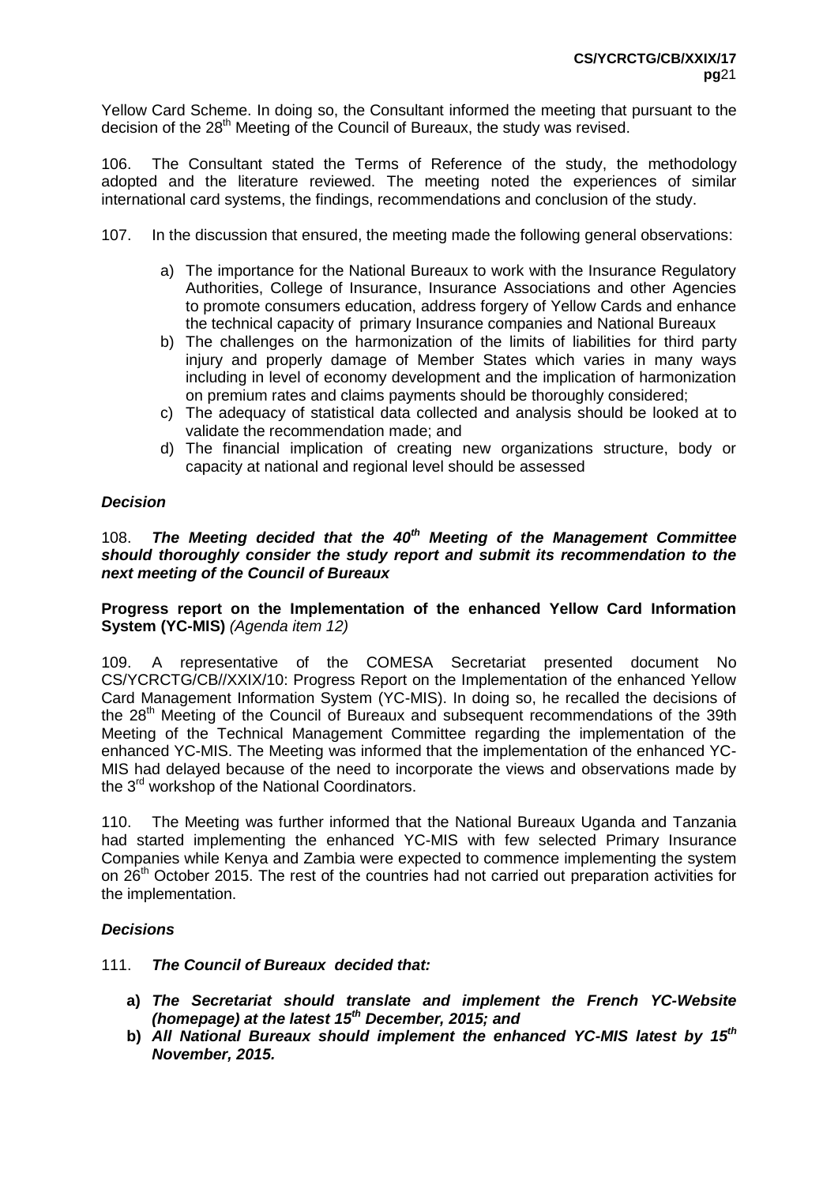Yellow Card Scheme. In doing so, the Consultant informed the meeting that pursuant to the decision of the 28th Meeting of the Council of Bureaux, the study was revised.

106. The Consultant stated the Terms of Reference of the study, the methodology adopted and the literature reviewed. The meeting noted the experiences of similar international card systems, the findings, recommendations and conclusion of the study.

107. In the discussion that ensured, the meeting made the following general observations:

a) The importance for the National Bureaux to work with the Insurance Regulatory Authorities, College of Insurance, Insurance Associations and other Agencies to promote consumers education, address forgery of Yellow Cards and enhance the technical capacity of primary Insurance companies and National Bureaux
b) The challenges on the harmonization of the limits of liabilities for third party injury and properly damage of Member States which varies in many ways including in level of economy development and the implication of harmonization on premium rates and claims payments should be thoroughly considered;
c) The adequacy of statistical data collected and analysis should be looked at to validate the recommendation made; and
d) The financial implication of creating new organizations structure, body or capacity at national and regional level should be assessed

***Decision***

108. ***The Meeting decided that the 40th Meeting of the Management Committee should thoroughly consider the study report and submit its recommendation to the next meeting of the Council of Bureaux***

**Progress report on the Implementation of the enhanced Yellow Card Information System (YC-MIS)** *(Agenda item 12)*

109. A representative of the COMESA Secretariat presented document No CS/YCRCTG/CB//XXIX/10: Progress Report on the Implementation of the enhanced Yellow Card Management Information System (YC-MIS). In doing so, he recalled the decisions of the 28th Meeting of the Council of Bureaux and subsequent recommendations of the 39th Meeting of the Technical Management Committee regarding the implementation of the enhanced YC-MIS. The Meeting was informed that the implementation of the enhanced YC-MIS had delayed because of the need to incorporate the views and observations made by the 3rd workshop of the National Coordinators.

110. The Meeting was further informed that the National Bureaux Uganda and Tanzania had started implementing the enhanced YC-MIS with few selected Primary Insurance Companies while Kenya and Zambia were expected to commence implementing the system on 26th October 2015. The rest of the countries had not carried out preparation activities for the implementation.

***Decisions***

111. ***The Council of Bureaux decided that:***

**a) *The Secretariat should translate and implement the French YC-Website (homepage) at the latest 15th December, 2015; and***
**b) *All National Bureaux should implement the enhanced YC-MIS latest by 15th November, 2015.***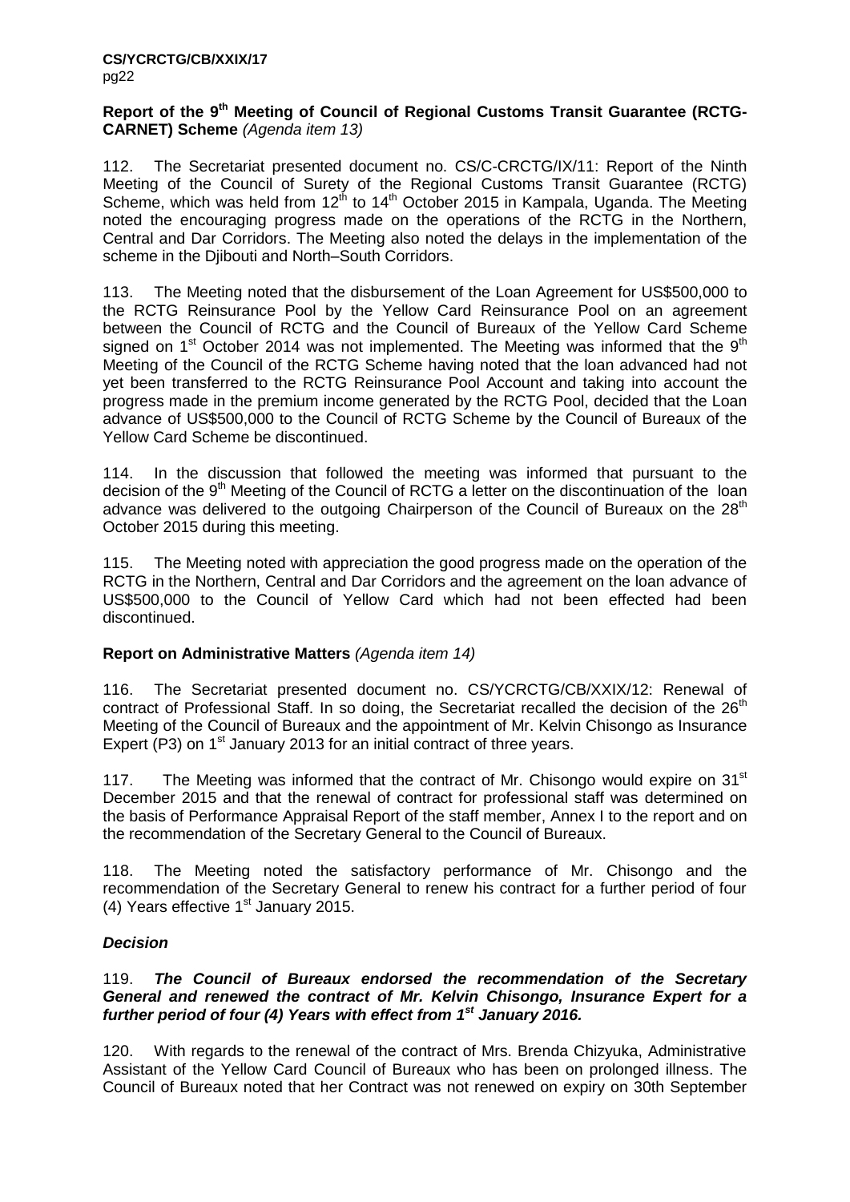**Report of the 9th Meeting of Council of Regional Customs Transit Guarantee (RCTG-CARNET) Scheme** *(Agenda item 13)*

112. The Secretariat presented document no. CS/C-CRCTG/IX/11: Report of the Ninth Meeting of the Council of Surety of the Regional Customs Transit Guarantee (RCTG) Scheme, which was held from 12th to 14th October 2015 in Kampala, Uganda. The Meeting noted the encouraging progress made on the operations of the RCTG in the Northern, Central and Dar Corridors. The Meeting also noted the delays in the implementation of the scheme in the Djibouti and North–South Corridors.

113. The Meeting noted that the disbursement of the Loan Agreement for US$500,000 to the RCTG Reinsurance Pool by the Yellow Card Reinsurance Pool on an agreement between the Council of RCTG and the Council of Bureaux of the Yellow Card Scheme signed on 1st October 2014 was not implemented. The Meeting was informed that the 9th Meeting of the Council of the RCTG Scheme having noted that the loan advanced had not yet been transferred to the RCTG Reinsurance Pool Account and taking into account the progress made in the premium income generated by the RCTG Pool, decided that the Loan advance of US$500,000 to the Council of RCTG Scheme by the Council of Bureaux of the Yellow Card Scheme be discontinued.

114. In the discussion that followed the meeting was informed that pursuant to the decision of the 9th Meeting of the Council of RCTG a letter on the discontinuation of the loan advance was delivered to the outgoing Chairperson of the Council of Bureaux on the 28th October 2015 during this meeting.

115. The Meeting noted with appreciation the good progress made on the operation of the RCTG in the Northern, Central and Dar Corridors and the agreement on the loan advance of US$500,000 to the Council of Yellow Card which had not been effected had been discontinued.

**Report on Administrative Matters** *(Agenda item 14)*

116. The Secretariat presented document no. CS/YCRCTG/CB/XXIX/12: Renewal of contract of Professional Staff. In so doing, the Secretariat recalled the decision of the 26th Meeting of the Council of Bureaux and the appointment of Mr. Kelvin Chisongo as Insurance Expert (P3) on 1st January 2013 for an initial contract of three years.

117. The Meeting was informed that the contract of Mr. Chisongo would expire on 31st December 2015 and that the renewal of contract for professional staff was determined on the basis of Performance Appraisal Report of the staff member, Annex I to the report and on the recommendation of the Secretary General to the Council of Bureaux.

118. The Meeting noted the satisfactory performance of Mr. Chisongo and the recommendation of the Secretary General to renew his contract for a further period of four (4) Years effective 1st January 2015.

***Decision***

119. ***The Council of Bureaux endorsed the recommendation of the Secretary General and renewed the contract of Mr. Kelvin Chisongo, Insurance Expert for a further period of four (4) Years with effect from 1st January 2016.***

120. With regards to the renewal of the contract of Mrs. Brenda Chizyuka, Administrative Assistant of the Yellow Card Council of Bureaux who has been on prolonged illness. The Council of Bureaux noted that her Contract was not renewed on expiry on 30th September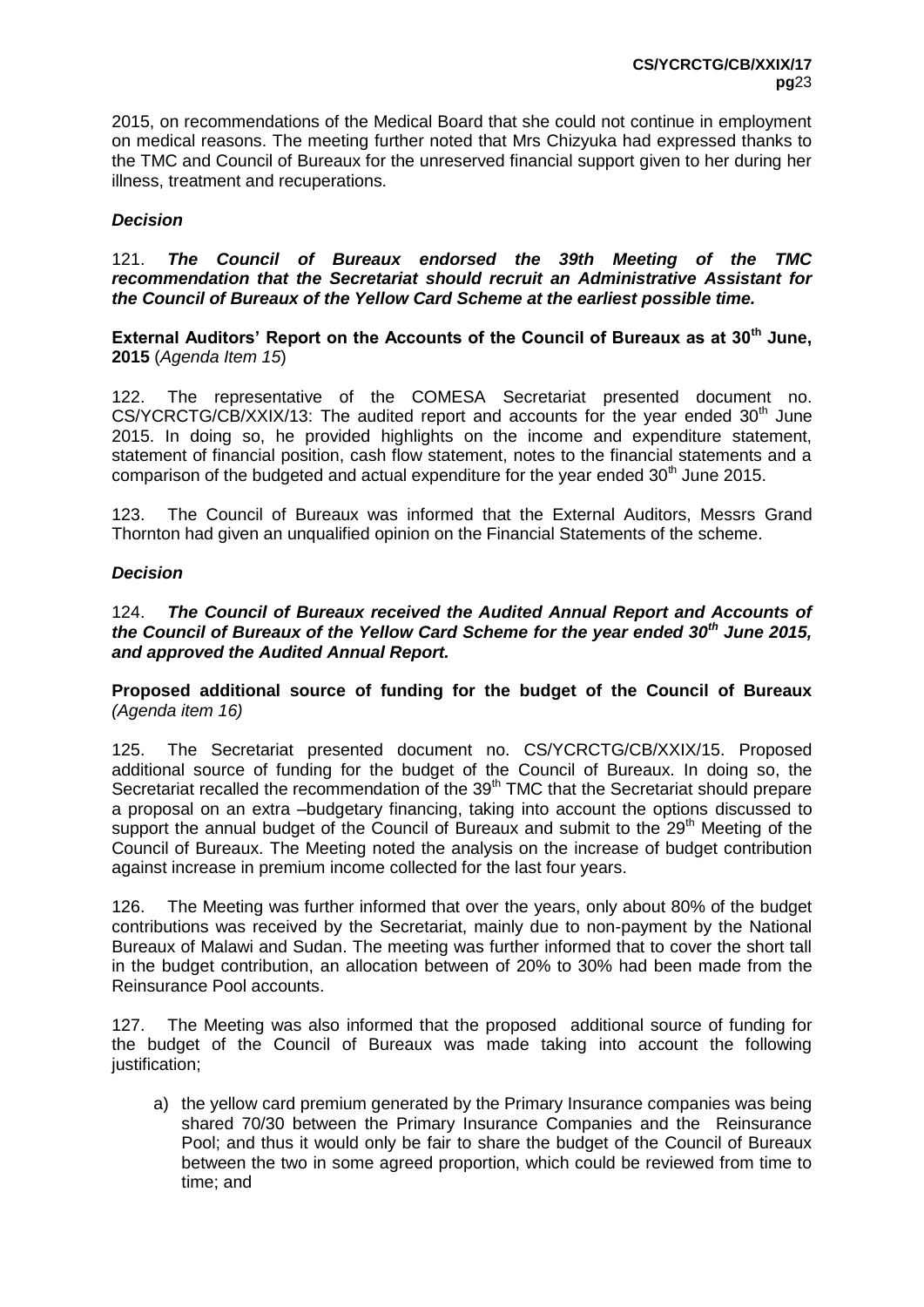2015, on recommendations of the Medical Board that she could not continue in employment on medical reasons. The meeting further noted that Mrs Chizyuka had expressed thanks to the TMC and Council of Bureaux for the unreserved financial support given to her during her illness, treatment and recuperations.

***Decision***

121. ***The Council of Bureaux endorsed the 39th Meeting of the TMC recommendation that the Secretariat should recruit an Administrative Assistant for the Council of Bureaux of the Yellow Card Scheme at the earliest possible time.***

**External Auditors' Report on the Accounts of the Council of Bureaux as at 30th June, 2015** (*Agenda Item 15*)

122. The representative of the COMESA Secretariat presented document no. CS/YCRCTG/CB/XXIX/13: The audited report and accounts for the year ended 30th June 2015. In doing so, he provided highlights on the income and expenditure statement, statement of financial position, cash flow statement, notes to the financial statements and a comparison of the budgeted and actual expenditure for the year ended 30th June 2015.

123. The Council of Bureaux was informed that the External Auditors, Messrs Grand Thornton had given an unqualified opinion on the Financial Statements of the scheme.

***Decision***

124. ***The Council of Bureaux received the Audited Annual Report and Accounts of the Council of Bureaux of the Yellow Card Scheme for the year ended 30th June 2015, and approved the Audited Annual Report.***

**Proposed additional source of funding for the budget of the Council of Bureaux** *(Agenda item 16)*

125. The Secretariat presented document no. CS/YCRCTG/CB/XXIX/15. Proposed additional source of funding for the budget of the Council of Bureaux. In doing so, the Secretariat recalled the recommendation of the 39th TMC that the Secretariat should prepare a proposal on an extra –budgetary financing, taking into account the options discussed to support the annual budget of the Council of Bureaux and submit to the 29th Meeting of the Council of Bureaux. The Meeting noted the analysis on the increase of budget contribution against increase in premium income collected for the last four years.

126. The Meeting was further informed that over the years, only about 80% of the budget contributions was received by the Secretariat, mainly due to non-payment by the National Bureaux of Malawi and Sudan. The meeting was further informed that to cover the short tall in the budget contribution, an allocation between of 20% to 30% had been made from the Reinsurance Pool accounts.

127. The Meeting was also informed that the proposed additional source of funding for the budget of the Council of Bureaux was made taking into account the following justification;

a) the yellow card premium generated by the Primary Insurance companies was being shared 70/30 between the Primary Insurance Companies and the Reinsurance Pool; and thus it would only be fair to share the budget of the Council of Bureaux between the two in some agreed proportion, which could be reviewed from time to time; and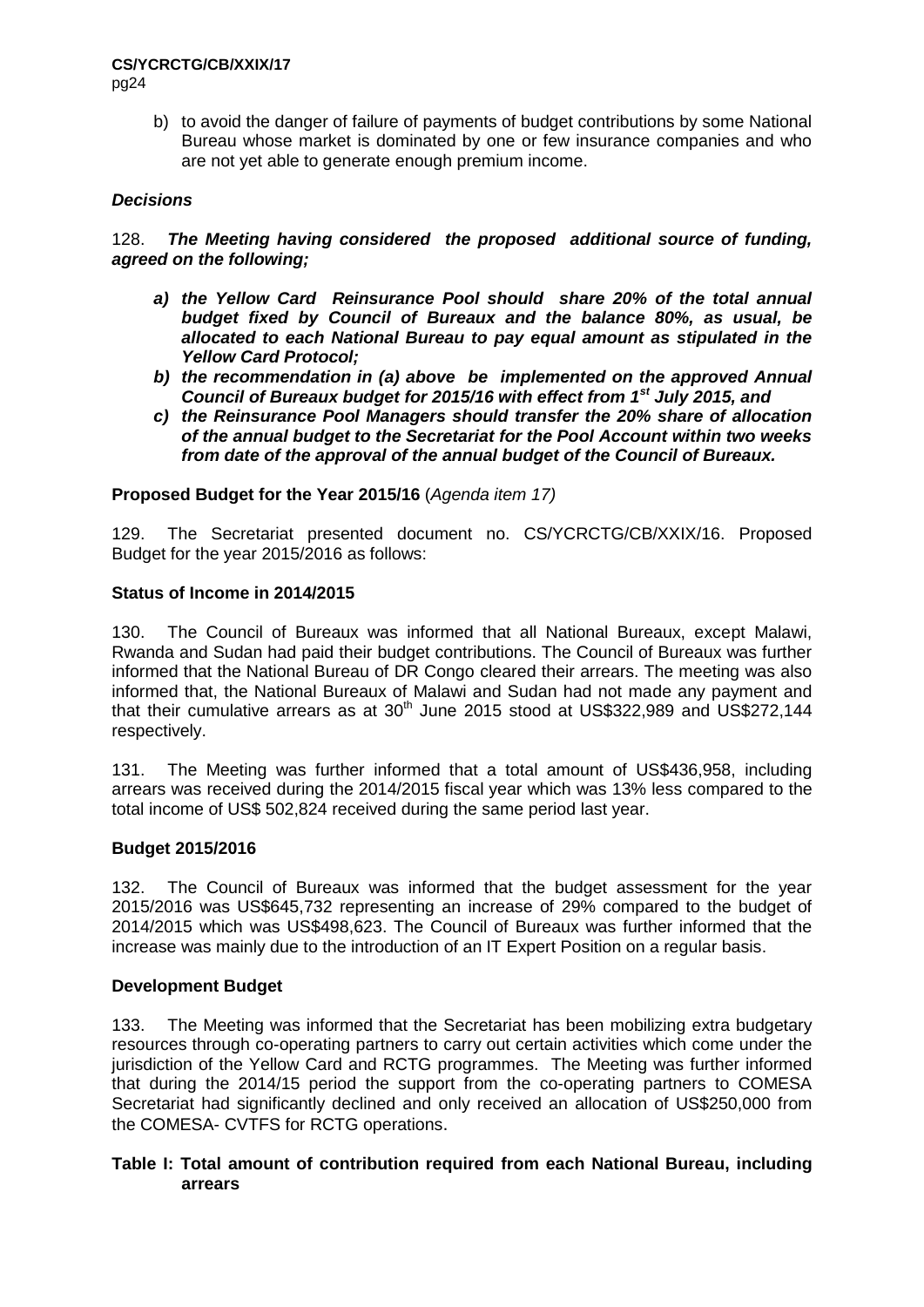b) to avoid the danger of failure of payments of budget contributions by some National Bureau whose market is dominated by one or few insurance companies and who are not yet able to generate enough premium income.

***Decisions***

128. ***The Meeting having considered the proposed additional source of funding, agreed on the following;***

- ***a) the Yellow Card Reinsurance Pool should share 20% of the total annual budget fixed by Council of Bureaux and the balance 80%, as usual, be allocated to each National Bureau to pay equal amount as stipulated in the Yellow Card Protocol;***
- ***b) the recommendation in (a) above be implemented on the approved Annual Council of Bureaux budget for 2015/16 with effect from 1st July 2015, and***
- ***c) the Reinsurance Pool Managers should transfer the 20% share of allocation of the annual budget to the Secretariat for the Pool Account within two weeks from date of the approval of the annual budget of the Council of Bureaux.***

**Proposed Budget for the Year 2015/16** (*Agenda item 17)*

129. The Secretariat presented document no. CS/YCRCTG/CB/XXIX/16. Proposed Budget for the year 2015/2016 as follows:

**Status of Income in 2014/2015**

130. The Council of Bureaux was informed that all National Bureaux, except Malawi, Rwanda and Sudan had paid their budget contributions. The Council of Bureaux was further informed that the National Bureau of DR Congo cleared their arrears. The meeting was also informed that, the National Bureaux of Malawi and Sudan had not made any payment and that their cumulative arrears as at 30th June 2015 stood at US$322,989 and US$272,144 respectively.

131. The Meeting was further informed that a total amount of US$436,958, including arrears was received during the 2014/2015 fiscal year which was 13% less compared to the total income of US$ 502,824 received during the same period last year.

**Budget 2015/2016**

132. The Council of Bureaux was informed that the budget assessment for the year 2015/2016 was US$645,732 representing an increase of 29% compared to the budget of 2014/2015 which was US$498,623. The Council of Bureaux was further informed that the increase was mainly due to the introduction of an IT Expert Position on a regular basis.

**Development Budget**

133. The Meeting was informed that the Secretariat has been mobilizing extra budgetary resources through co-operating partners to carry out certain activities which come under the jurisdiction of the Yellow Card and RCTG programmes. The Meeting was further informed that during the 2014/15 period the support from the co-operating partners to COMESA Secretariat had significantly declined and only received an allocation of US$250,000 from the COMESA- CVTFS for RCTG operations.

**Table I: Total amount of contribution required from each National Bureau, including arrears**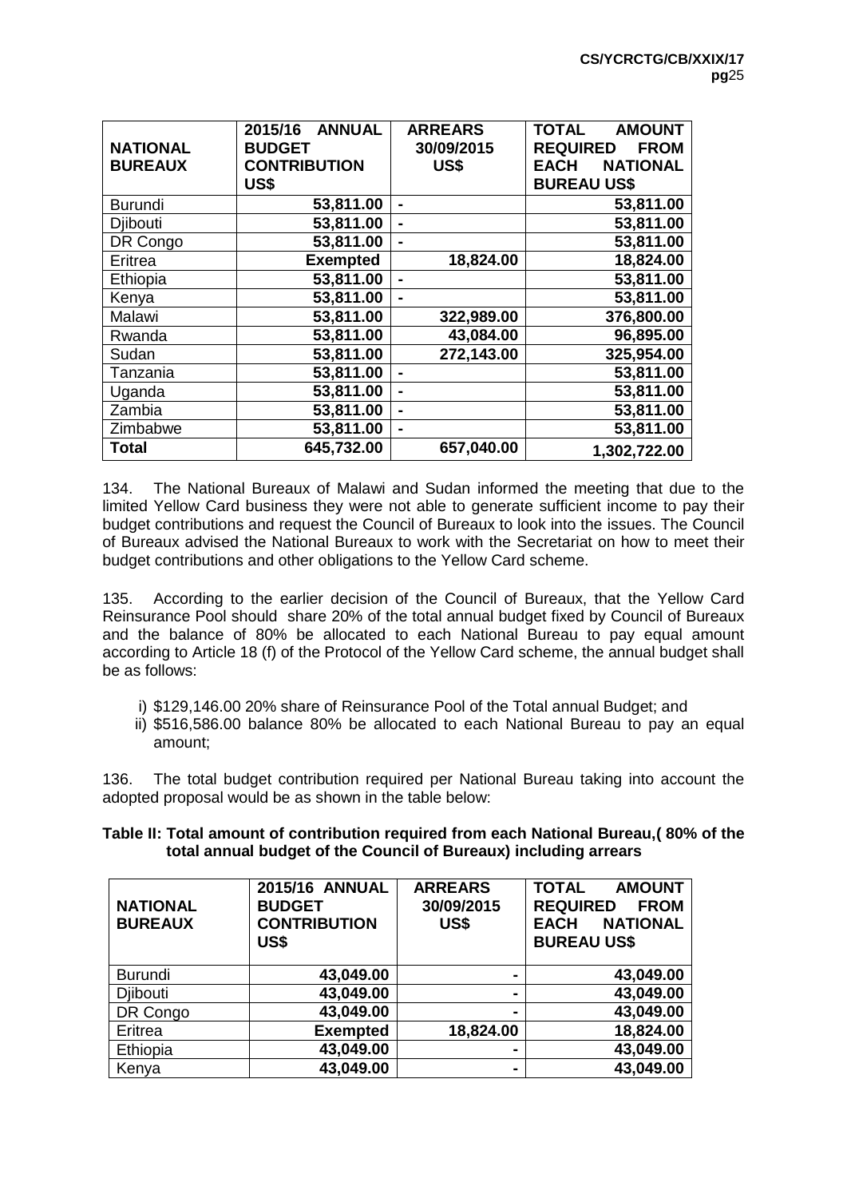| NATIONAL BUREAUX | 2015/16 ANNUAL BUDGET CONTRIBUTION US$ | ARREARS 30/09/2015 US$ | TOTAL AMOUNT REQUIRED FROM EACH NATIONAL BUREAU US$ |
|---|---|---|---|
| Burundi | 53,811.00 | - | 53,811.00 |
| Djibouti | 53,811.00 | - | 53,811.00 |
| DR Congo | 53,811.00 | - | 53,811.00 |
| Eritrea | **Exempted** | 18,824.00 | 18,824.00 |
| Ethiopia | 53,811.00 | - | 53,811.00 |
| Kenya | 53,811.00 | - | 53,811.00 |
| Malawi | 53,811.00 | 322,989.00 | 376,800.00 |
| Rwanda | 53,811.00 | 43,084.00 | 96,895.00 |
| Sudan | 53,811.00 | 272,143.00 | 325,954.00 |
| Tanzania | 53,811.00 | - | 53,811.00 |
| Uganda | 53,811.00 | - | 53,811.00 |
| Zambia | 53,811.00 | - | 53,811.00 |
| Zimbabwe | 53,811.00 | - | 53,811.00 |
| **Total** | **645,732.00** | **657,040.00** | **1,302,722.00** |

134. The National Bureaux of Malawi and Sudan informed the meeting that due to the limited Yellow Card business they were not able to generate sufficient income to pay their budget contributions and request the Council of Bureaux to look into the issues. The Council of Bureaux advised the National Bureaux to work with the Secretariat on how to meet their budget contributions and other obligations to the Yellow Card scheme.

135. According to the earlier decision of the Council of Bureaux, that the Yellow Card Reinsurance Pool should share 20% of the total annual budget fixed by Council of Bureaux and the balance of 80% be allocated to each National Bureau to pay equal amount according to Article 18 (f) of the Protocol of the Yellow Card scheme, the annual budget shall be as follows:

i) $129,146.00 20% share of Reinsurance Pool of the Total annual Budget; and
ii) $516,586.00 balance 80% be allocated to each National Bureau to pay an equal amount;

136. The total budget contribution required per National Bureau taking into account the adopted proposal would be as shown in the table below:

**Table II: Total amount of contribution required from each National Bureau,( 80% of the total annual budget of the Council of Bureaux) including arrears**

| NATIONAL BUREAUX | 2015/16 ANNUAL BUDGET CONTRIBUTION US$ | ARREARS 30/09/2015 US$ | TOTAL AMOUNT REQUIRED FROM EACH NATIONAL BUREAU US$ |
|---|---|---|---|
| Burundi | 43,049.00 | - | 43,049.00 |
| Djibouti | 43,049.00 | - | 43,049.00 |
| DR Congo | 43,049.00 | - | 43,049.00 |
| Eritrea | **Exempted** | 18,824.00 | 18,824.00 |
| Ethiopia | 43,049.00 | - | 43,049.00 |
| Kenya | 43,049.00 | - | 43,049.00 |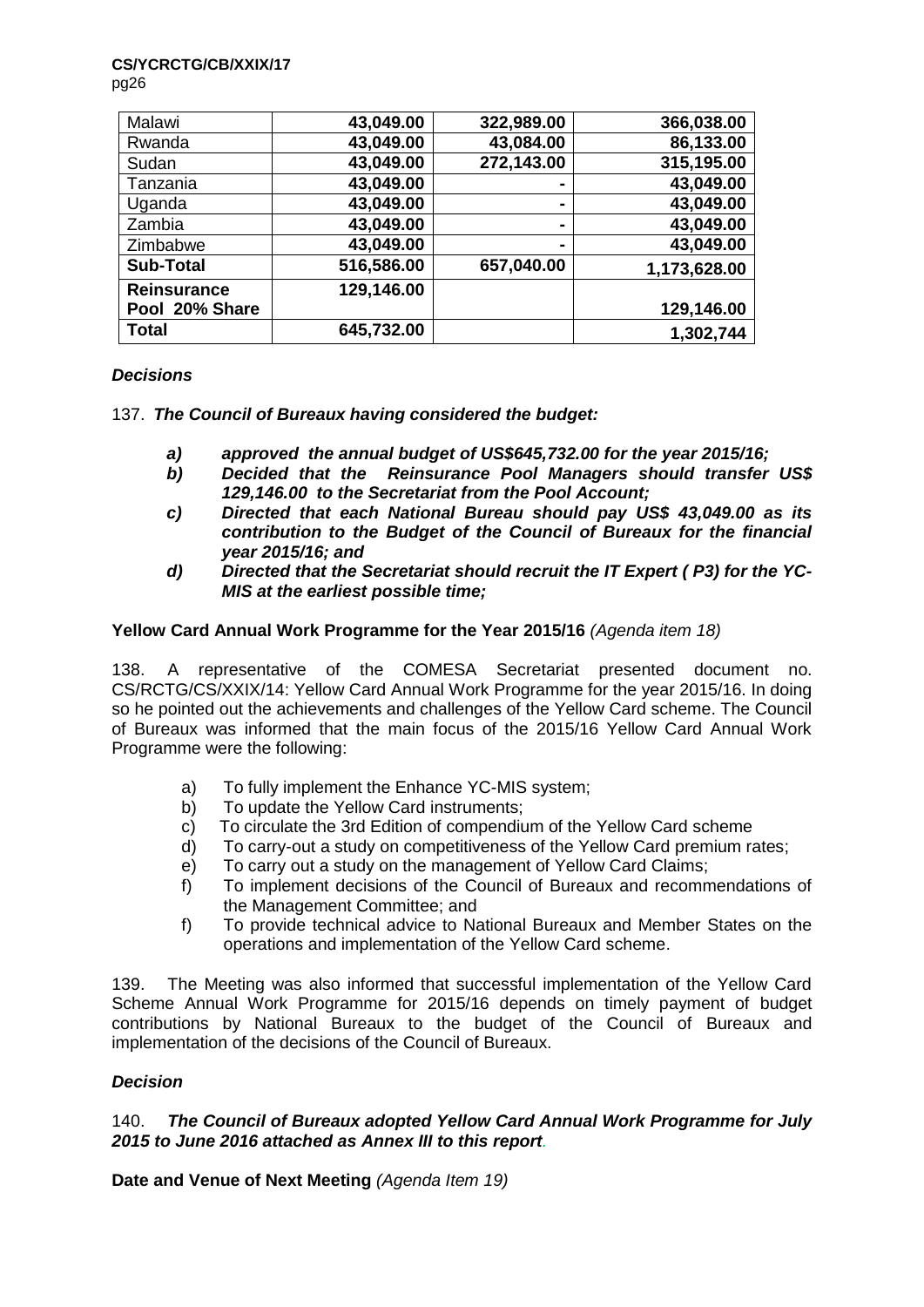| Malawi | 43,049.00 | 322,989.00 | 366,038.00 |
|---|---|---|---|
| Rwanda | 43,049.00 | 43,084.00 | 86,133.00 |
| Sudan | 43,049.00 | 272,143.00 | 315,195.00 |
| Tanzania | 43,049.00 | - | 43,049.00 |
| Uganda | 43,049.00 | - | 43,049.00 |
| Zambia | 43,049.00 | - | 43,049.00 |
| Zimbabwe | 43,049.00 | - | 43,049.00 |
| **Sub-Total** | **516,586.00** | **657,040.00** | **1,173,628.00** |
| **Reinsurance Pool 20% Share** | **129,146.00** | | **129,146.00** |
| **Total** | **645,732.00** | | **1,302,744** |

***Decisions***

137. ***The Council of Bureaux having considered the budget:***

- ***a) approved the annual budget of US$645,732.00 for the year 2015/16;***
- ***b) Decided that the Reinsurance Pool Managers should transfer US$ 129,146.00 to the Secretariat from the Pool Account;***
- ***c) Directed that each National Bureau should pay US$ 43,049.00 as its contribution to the Budget of the Council of Bureaux for the financial year 2015/16; and***
- ***d) Directed that the Secretariat should recruit the IT Expert ( P3) for the YC-MIS at the earliest possible time;***

**Yellow Card Annual Work Programme for the Year 2015/16** *(Agenda item 18)*

138. A representative of the COMESA Secretariat presented document no. CS/RCTG/CS/XXIX/14: Yellow Card Annual Work Programme for the year 2015/16. In doing so he pointed out the achievements and challenges of the Yellow Card scheme. The Council of Bureaux was informed that the main focus of the 2015/16 Yellow Card Annual Work Programme were the following:

- a) To fully implement the Enhance YC-MIS system;
- b) To update the Yellow Card instruments;
- c) To circulate the 3rd Edition of compendium of the Yellow Card scheme
- d) To carry-out a study on competitiveness of the Yellow Card premium rates;
- e) To carry out a study on the management of Yellow Card Claims;
- f) To implement decisions of the Council of Bureaux and recommendations of the Management Committee; and
- f) To provide technical advice to National Bureaux and Member States on the operations and implementation of the Yellow Card scheme.

139. The Meeting was also informed that successful implementation of the Yellow Card Scheme Annual Work Programme for 2015/16 depends on timely payment of budget contributions by National Bureaux to the budget of the Council of Bureaux and implementation of the decisions of the Council of Bureaux.

***Decision***

140. ***The Council of Bureaux adopted Yellow Card Annual Work Programme for July 2015 to June 2016 attached as Annex III to this report***.

**Date and Venue of Next Meeting** *(Agenda Item 19)*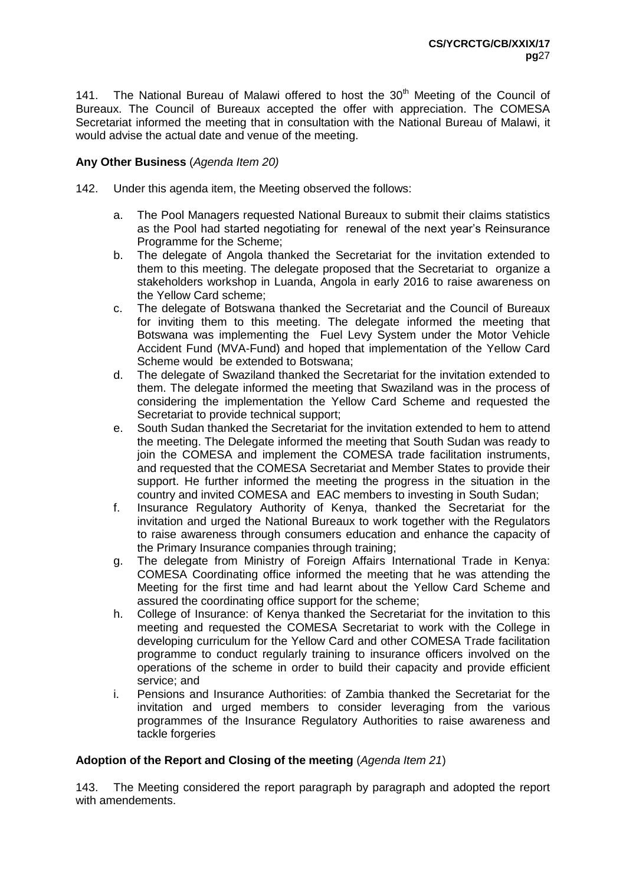141. The National Bureau of Malawi offered to host the 30th Meeting of the Council of Bureaux. The Council of Bureaux accepted the offer with appreciation. The COMESA Secretariat informed the meeting that in consultation with the National Bureau of Malawi, it would advise the actual date and venue of the meeting.

**Any Other Business** (*Agenda Item 20)*

142. Under this agenda item, the Meeting observed the follows:

a. The Pool Managers requested National Bureaux to submit their claims statistics as the Pool had started negotiating for renewal of the next year's Reinsurance Programme for the Scheme;
b. The delegate of Angola thanked the Secretariat for the invitation extended to them to this meeting. The delegate proposed that the Secretariat to organize a stakeholders workshop in Luanda, Angola in early 2016 to raise awareness on the Yellow Card scheme;
c. The delegate of Botswana thanked the Secretariat and the Council of Bureaux for inviting them to this meeting. The delegate informed the meeting that Botswana was implementing the Fuel Levy System under the Motor Vehicle Accident Fund (MVA-Fund) and hoped that implementation of the Yellow Card Scheme would be extended to Botswana;
d. The delegate of Swaziland thanked the Secretariat for the invitation extended to them. The delegate informed the meeting that Swaziland was in the process of considering the implementation the Yellow Card Scheme and requested the Secretariat to provide technical support;
e. South Sudan thanked the Secretariat for the invitation extended to hem to attend the meeting. The Delegate informed the meeting that South Sudan was ready to join the COMESA and implement the COMESA trade facilitation instruments, and requested that the COMESA Secretariat and Member States to provide their support. He further informed the meeting the progress in the situation in the country and invited COMESA and EAC members to investing in South Sudan;
f. Insurance Regulatory Authority of Kenya, thanked the Secretariat for the invitation and urged the National Bureaux to work together with the Regulators to raise awareness through consumers education and enhance the capacity of the Primary Insurance companies through training;
g. The delegate from Ministry of Foreign Affairs International Trade in Kenya: COMESA Coordinating office informed the meeting that he was attending the Meeting for the first time and had learnt about the Yellow Card Scheme and assured the coordinating office support for the scheme;
h. College of Insurance: of Kenya thanked the Secretariat for the invitation to this meeting and requested the COMESA Secretariat to work with the College in developing curriculum for the Yellow Card and other COMESA Trade facilitation programme to conduct regularly training to insurance officers involved on the operations of the scheme in order to build their capacity and provide efficient service; and
i. Pensions and Insurance Authorities: of Zambia thanked the Secretariat for the invitation and urged members to consider leveraging from the various programmes of the Insurance Regulatory Authorities to raise awareness and tackle forgeries

**Adoption of the Report and Closing of the meeting** (*Agenda Item 21*)

143. The Meeting considered the report paragraph by paragraph and adopted the report with amendements.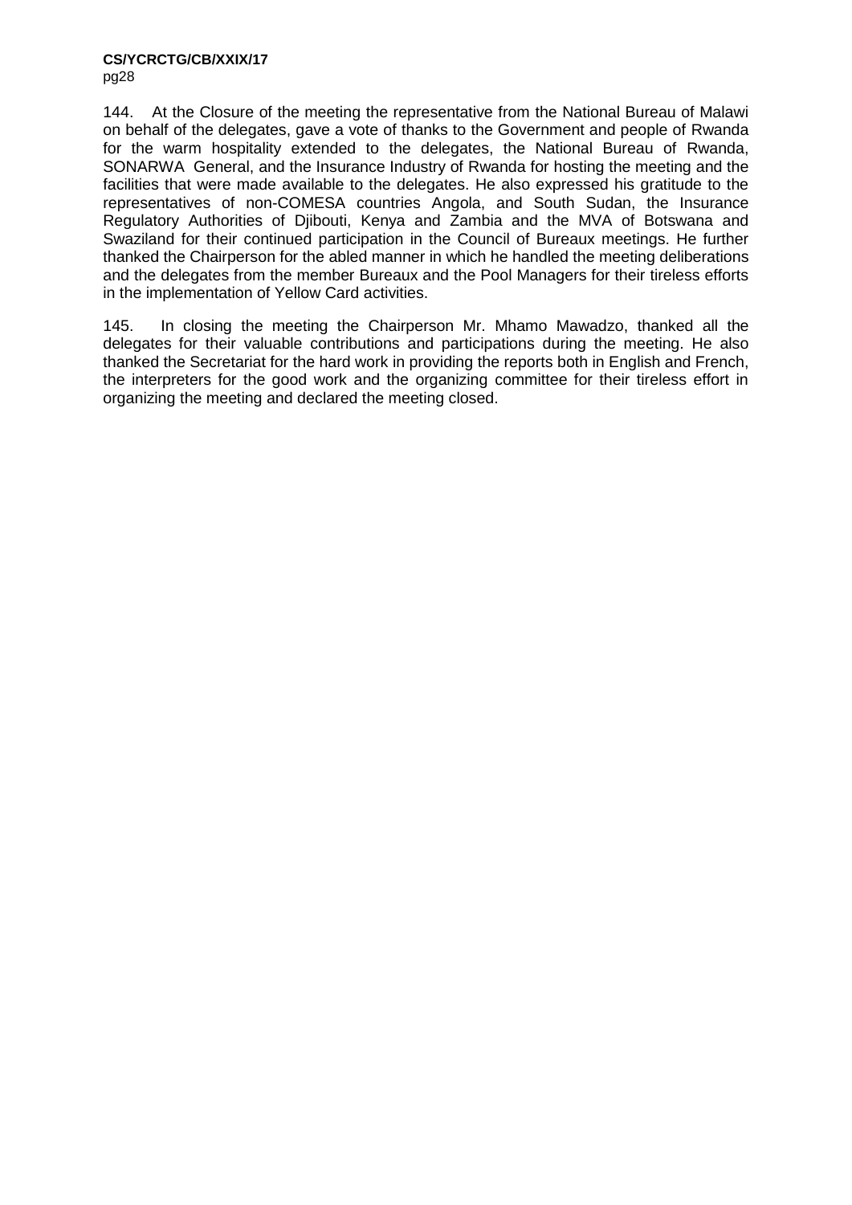144. At the Closure of the meeting the representative from the National Bureau of Malawi on behalf of the delegates, gave a vote of thanks to the Government and people of Rwanda for the warm hospitality extended to the delegates, the National Bureau of Rwanda, SONARWA General, and the Insurance Industry of Rwanda for hosting the meeting and the facilities that were made available to the delegates. He also expressed his gratitude to the representatives of non-COMESA countries Angola, and South Sudan, the Insurance Regulatory Authorities of Djibouti, Kenya and Zambia and the MVA of Botswana and Swaziland for their continued participation in the Council of Bureaux meetings. He further thanked the Chairperson for the abled manner in which he handled the meeting deliberations and the delegates from the member Bureaux and the Pool Managers for their tireless efforts in the implementation of Yellow Card activities.

145. In closing the meeting the Chairperson Mr. Mhamo Mawadzo, thanked all the delegates for their valuable contributions and participations during the meeting. He also thanked the Secretariat for the hard work in providing the reports both in English and French, the interpreters for the good work and the organizing committee for their tireless effort in organizing the meeting and declared the meeting closed.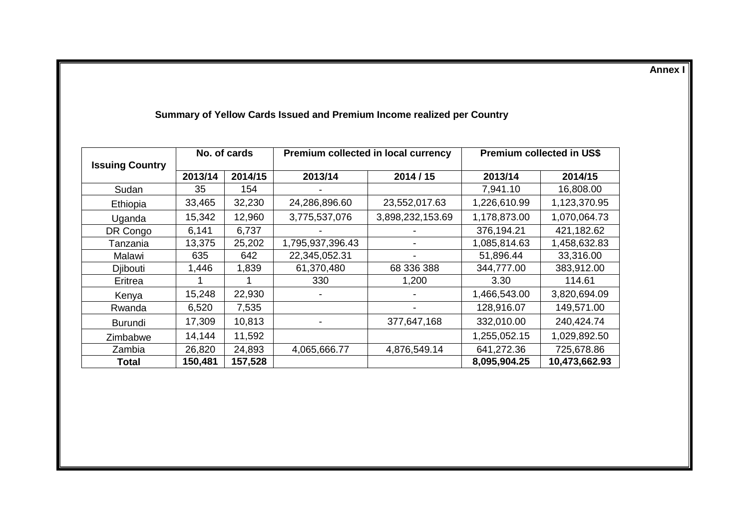**Annex I**

### Summary of Yellow Cards Issued and Premium Income realized per Country

| Issuing Country | No. of cards | | Premium collected in local currency | | Premium collected in US$ | |
|---|---|---|---|---|---|---|
| | 2013/14 | 2014/15 | 2013/14 | 2014 / 15 | 2013/14 | 2014/15 |
| Sudan | 35 | 154 | - | | 7,941.10 | 16,808.00 |
| Ethiopia | 33,465 | 32,230 | 24,286,896.60 | 23,552,017.63 | 1,226,610.99 | 1,123,370.95 |
| Uganda | 15,342 | 12,960 | 3,775,537,076 | 3,898,232,153.69 | 1,178,873.00 | 1,070,064.73 |
| DR Congo | 6,141 | 6,737 | - | - | 376,194.21 | 421,182.62 |
| Tanzania | 13,375 | 25,202 | 1,795,937,396.43 | - | 1,085,814.63 | 1,458,632.83 |
| Malawi | 635 | 642 | 22,345,052.31 | - | 51,896.44 | 33,316.00 |
| Djibouti | 1,446 | 1,839 | 61,370,480 | 68 336 388 | 344,777.00 | 383,912.00 |
| Eritrea | 1 | 1 | 330 | 1,200 | 3.30 | 114.61 |
| Kenya | 15,248 | 22,930 | - | - | 1,466,543.00 | 3,820,694.09 |
| Rwanda | 6,520 | 7,535 | | - | 128,916.07 | 149,571.00 |
| Burundi | 17,309 | 10,813 | - | 377,647,168 | 332,010.00 | 240,424.74 |
| Zimbabwe | 14,144 | 11,592 | | | 1,255,052.15 | 1,029,892.50 |
| Zambia | 26,820 | 24,893 | 4,065,666.77 | 4,876,549.14 | 641,272.36 | 725,678.86 |
| **Total** | **150,481** | **157,528** | | | **8,095,904.25** | **10,473,662.93** |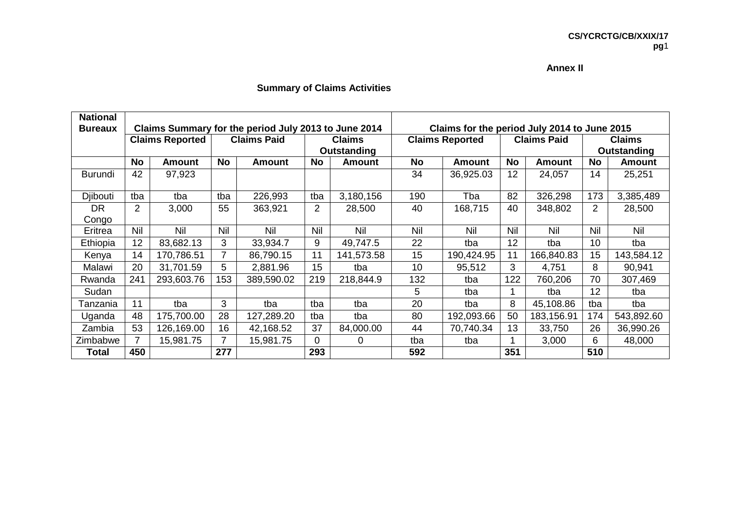**Annex II**

## Summary of Claims Activities

| National Bureaux | Claims Summary for the period July 2013 to June 2014 | | | | | | Claims for the period July 2014 to June 2015 | | | | | |
|---|---|---|---|---|---|---|---|---|---|---|---|---|
| | Claims Reported | | Claims Paid | | Claims Outstanding | | Claims Reported | | Claims Paid | | Claims Outstanding | |
| | **No** | **Amount** | **No** | **Amount** | **No** | **Amount** | **No** | **Amount** | **No** | **Amount** | **No** | **Amount** |
| Burundi | 42 | 97,923 | | | | | 34 | 36,925.03 | 12 | 24,057 | 14 | 25,251 |
| Djibouti | tba | tba | tba | 226,993 | tba | 3,180,156 | 190 | Tba | 82 | 326,298 | 173 | 3,385,489 |
| DR Congo | 2 | 3,000 | 55 | 363,921 | 2 | 28,500 | 40 | 168,715 | 40 | 348,802 | 2 | 28,500 |
| Eritrea | Nil | Nil | Nil | Nil | Nil | Nil | Nil | Nil | Nil | Nil | Nil | Nil |
| Ethiopia | 12 | 83,682.13 | 3 | 33,934.7 | 9 | 49,747.5 | 22 | tba | 12 | tba | 10 | tba |
| Kenya | 14 | 170,786.51 | 7 | 86,790.15 | 11 | 141,573.58 | 15 | 190,424.95 | 11 | 166,840.83 | 15 | 143,584.12 |
| Malawi | 20 | 31,701.59 | 5 | 2,881.96 | 15 | tba | 10 | 95,512 | 3 | 4,751 | 8 | 90,941 |
| Rwanda | 241 | 293,603.76 | 153 | 389,590.02 | 219 | 218,844.9 | 132 | tba | 122 | 760,206 | 70 | 307,469 |
| Sudan | | | | | | | 5 | tba | 1 | tba | 12 | tba |
| Tanzania | 11 | tba | 3 | tba | tba | tba | 20 | tba | 8 | 45,108.86 | tba | tba |
| Uganda | 48 | 175,700.00 | 28 | 127,289.20 | tba | tba | 80 | 192,093.66 | 50 | 183,156.91 | 174 | 543,892.60 |
| Zambia | 53 | 126,169.00 | 16 | 42,168.52 | 37 | 84,000.00 | 44 | 70,740.34 | 13 | 33,750 | 26 | 36,990.26 |
| Zimbabwe | 7 | 15,981.75 | 7 | 15,981.75 | 0 | 0 | tba | tba | 1 | 3,000 | 6 | 48,000 |
| **Total** | **450** | | **277** | | **293** | | **592** | | **351** | | **510** | |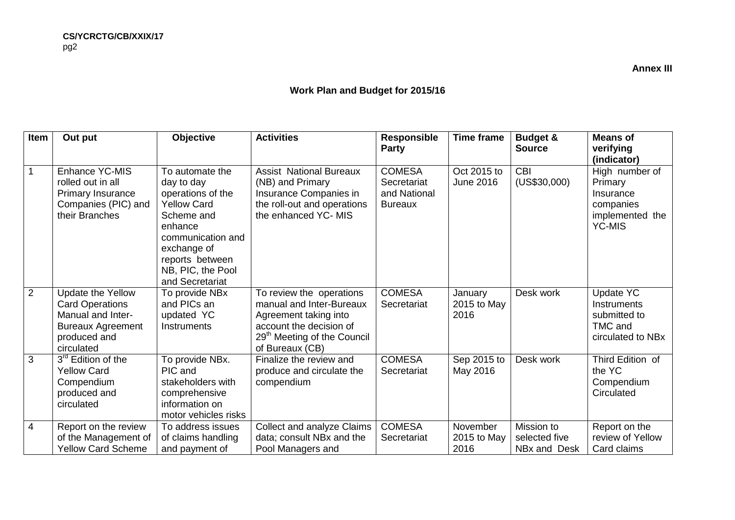**Annex III**

**Work Plan and Budget for 2015/16**

| Item | Out put | Objective | Activities | Responsible Party | Time frame | Budget & Source | Means of verifying (indicator) |
|---|---|---|---|---|---|---|---|
| 1 | Enhance YC-MIS rolled out in all Primary Insurance Companies (PIC) and their Branches | To automate the day to day operations of the Yellow Card Scheme and enhance communication and exchange of reports between NB, PIC, the Pool and Secretariat | Assist National Bureaux (NB) and Primary Insurance Companies in the roll-out and operations the enhanced YC- MIS | COMESA Secretariat and National Bureaux | Oct 2015 to June 2016 | CBI (US$30,000) | High number of Primary Insurance companies implemented the YC-MIS |
| 2 | Update the Yellow Card Operations Manual and Inter-Bureaux Agreement produced and circulated | To provide NBx and PICs an updated YC Instruments | To review the operations manual and Inter-Bureaux Agreement taking into account the decision of 29th Meeting of the Council of Bureaux (CB) | COMESA Secretariat | January 2015 to May 2016 | Desk work | Update YC Instruments submitted to TMC and circulated to NBx |
| 3 | 3rd Edition of the Yellow Card Compendium produced and circulated | To provide NBx. PIC and stakeholders with comprehensive information on motor vehicles risks | Finalize the review and produce and circulate the compendium | COMESA Secretariat | Sep 2015 to May 2016 | Desk work | Third Edition of the YC Compendium Circulated |
| 4 | Report on the review of the Management of Yellow Card Scheme | To address issues of claims handling and payment of | Collect and analyze Claims data; consult NBx and the Pool Managers and | COMESA Secretariat | November 2015 to May 2016 | Mission to selected five NBx and Desk | Report on the review of Yellow Card claims |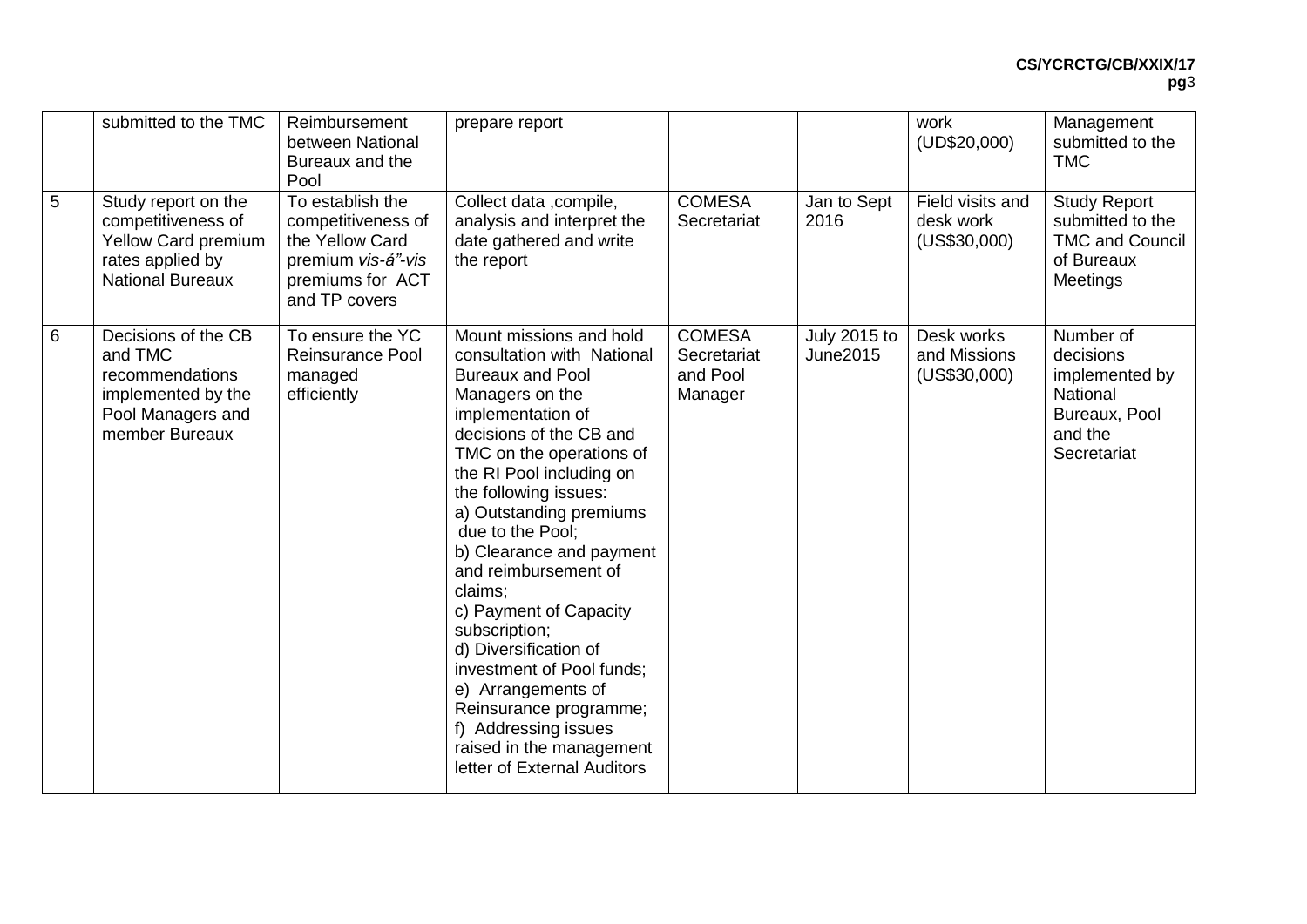| | submitted to the TMC | Reimbursement between National Bureaux and the Pool | prepare report | | | work (UD$20,000) | Management submitted to the TMC |
|---|---|---|---|---|---|---|---|
| 5 | Study report on the competitiveness of Yellow Card premium rates applied by National Bureaux | To establish the competitiveness of the Yellow Card premium *vis-ả"-vis* premiums for ACT and TP covers | Collect data ,compile, analysis and interpret the date gathered and write the report | COMESA Secretariat | Jan to Sept 2016 | Field visits and desk work (US$30,000) | Study Report submitted to the TMC and Council of Bureaux Meetings |
| 6 | Decisions of the CB and TMC recommendations implemented by the Pool Managers and member Bureaux | To ensure the YC Reinsurance Pool managed efficiently | Mount missions and hold consultation with National Bureaux and Pool Managers on the implementation of decisions of the CB and TMC on the operations of the RI Pool including on the following issues:<br>a) Outstanding premiums due to the Pool;<br>b) Clearance and payment and reimbursement of claims;<br>c) Payment of Capacity subscription;<br>d) Diversification of investment of Pool funds;<br>e) Arrangements of Reinsurance programme;<br>f) Addressing issues raised in the management letter of External Auditors | COMESA Secretariat and Pool Manager | July 2015 to June2015 | Desk works and Missions (US$30,000) | Number of decisions implemented by National Bureaux, Pool and the Secretariat |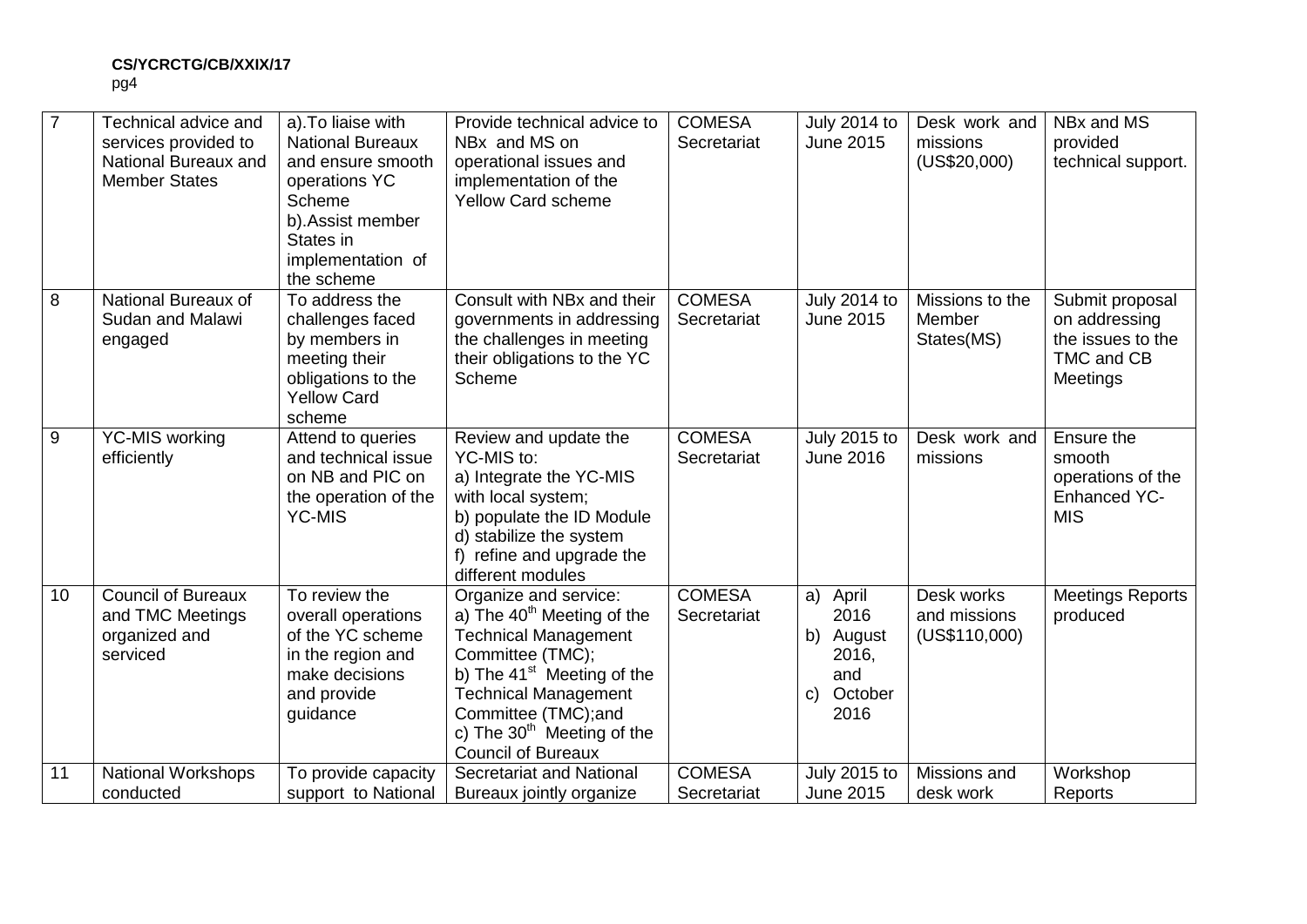| 7 | Technical advice and services provided to National Bureaux and Member States | a).To liaise with National Bureaux and ensure smooth operations YC Scheme<br>b).Assist member States in implementation of the scheme | Provide technical advice to NBx and MS on operational issues and implementation of the Yellow Card scheme | COMESA Secretariat | July 2014 to June 2015 | Desk work and missions (US$20,000) | NBx and MS provided technical support. |
|---|---|---|---|---|---|---|---|
| 8 | National Bureaux of Sudan and Malawi engaged | To address the challenges faced by members in meeting their obligations to the Yellow Card scheme | Consult with NBx and their governments in addressing the challenges in meeting their obligations to the YC Scheme | COMESA Secretariat | July 2014 to June 2015 | Missions to the Member States(MS) | Submit proposal on addressing the issues to the TMC and CB Meetings |
| 9 | YC-MIS working efficiently | Attend to queries and technical issue on NB and PIC on the operation of the YC-MIS | Review and update the YC-MIS to:<br>a) Integrate the YC-MIS with local system;<br>b) populate the ID Module<br>d) stabilize the system<br>f) refine and upgrade the different modules | COMESA Secretariat | July 2015 to June 2016 | Desk work and missions | Ensure the smooth operations of the Enhanced YC-MIS |
| 10 | Council of Bureaux and TMC Meetings organized and serviced | To review the overall operations of the YC scheme in the region and make decisions and provide guidance | Organize and service:<br>a) The 40th Meeting of the Technical Management Committee (TMC);<br>b) The 41st Meeting of the Technical Management Committee (TMC);and<br>c) The 30th Meeting of the Council of Bureaux | COMESA Secretariat | a) April 2016<br>b) August 2016, and<br>c) October 2016 | Desk works and missions (US$110,000) | Meetings Reports produced |
| 11 | National Workshops conducted | To provide capacity support to National | Secretariat and National Bureaux jointly organize | COMESA Secretariat | July 2015 to June 2015 | Missions and desk work | Workshop Reports |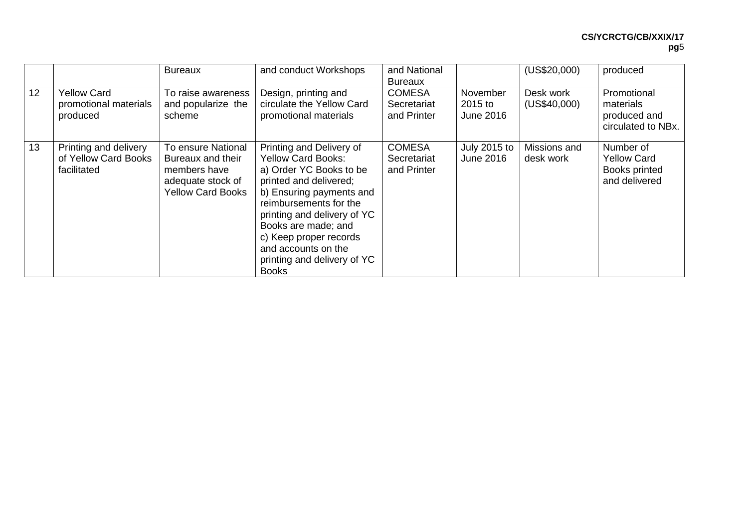|  |  | Bureaux | and conduct Workshops | and National Bureaux |  | (US$20,000) | produced |
|---|---|---|---|---|---|---|---|
| 12 | Yellow Card promotional materials produced | To raise awareness and popularize the scheme | Design, printing and circulate the Yellow Card promotional materials | COMESA Secretariat and Printer | November 2015 to June 2016 | Desk work (US$40,000) | Promotional materials produced and circulated to NBx. |
| 13 | Printing and delivery of Yellow Card Books facilitated | To ensure National Bureaux and their members have adequate stock of Yellow Card Books | Printing and Delivery of Yellow Card Books: a) Order YC Books to be printed and delivered; b) Ensuring payments and reimbursements for the printing and delivery of YC Books are made; and c) Keep proper records and accounts on the printing and delivery of YC Books | COMESA Secretariat and Printer | July 2015 to June 2016 | Missions and desk work | Number of Yellow Card Books printed and delivered |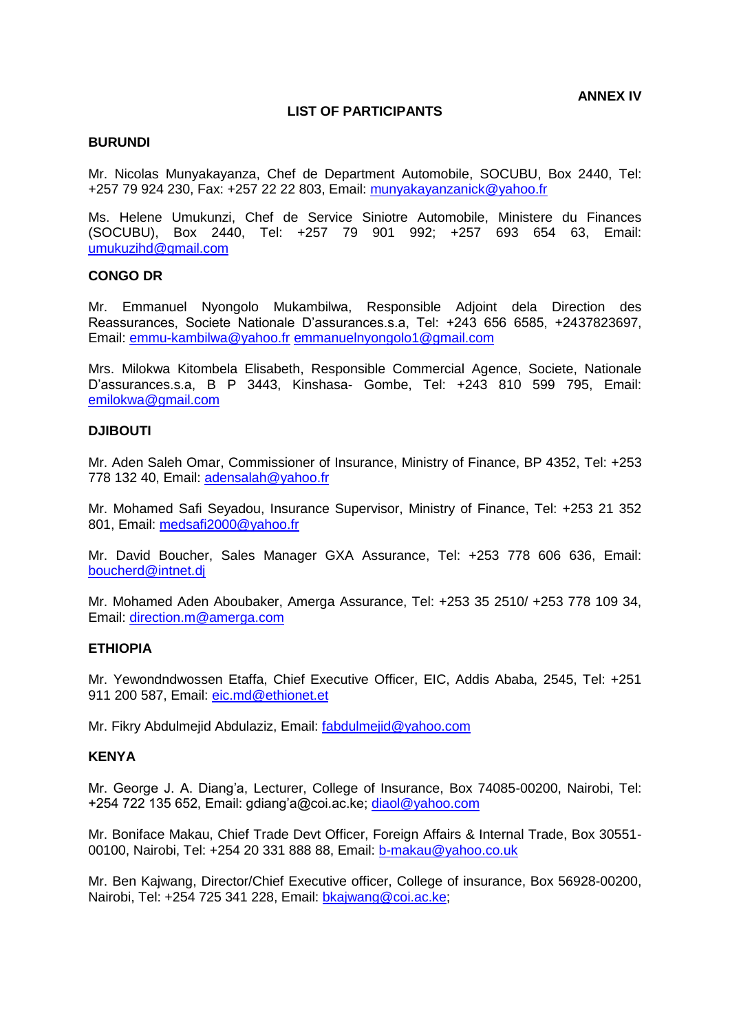**ANNEX IV**

**LIST OF PARTICIPANTS**

**BURUNDI**

Mr. Nicolas Munyakayanza, Chef de Department Automobile, SOCUBU, Box 2440, Tel: +257 79 924 230, Fax: +257 22 22 803, Email: munyakayanzanick@yahoo.fr

Ms. Helene Umukunzi, Chef de Service Siniotre Automobile, Ministere du Finances (SOCUBU), Box 2440, Tel: +257 79 901 992; +257 693 654 63, Email: umukuzihd@gmail.com

**CONGO DR**

Mr. Emmanuel Nyongolo Mukambilwa, Responsible Adjoint dela Direction des Reassurances, Societe Nationale D'assurances.s.a, Tel: +243 656 6585, +2437823697, Email: emmu-kambilwa@yahoo.fr emmanuelnyongolo1@gmail.com

Mrs. Milokwa Kitombela Elisabeth, Responsible Commercial Agence, Societe, Nationale D'assurances.s.a, B P 3443, Kinshasa- Gombe, Tel: +243 810 599 795, Email: emilokwa@gmail.com

**DJIBOUTI**

Mr. Aden Saleh Omar, Commissioner of Insurance, Ministry of Finance, BP 4352, Tel: +253 778 132 40, Email: adensalah@yahoo.fr

Mr. Mohamed Safi Seyadou, Insurance Supervisor, Ministry of Finance, Tel: +253 21 352 801, Email: medsafi2000@yahoo.fr

Mr. David Boucher, Sales Manager GXA Assurance, Tel: +253 778 606 636, Email: boucherd@intnet.dj

Mr. Mohamed Aden Aboubaker, Amerga Assurance, Tel: +253 35 2510/ +253 778 109 34, Email: direction.m@amerga.com

**ETHIOPIA**

Mr. Yewondndwossen Etaffa, Chief Executive Officer, EIC, Addis Ababa, 2545, Tel: +251 911 200 587, Email: eic.md@ethionet.et

Mr. Fikry Abdulmejid Abdulaziz, Email: fabdulmejid@yahoo.com

**KENYA**

Mr. George J. A. Diang'a, Lecturer, College of Insurance, Box 74085-00200, Nairobi, Tel: +254 722 135 652, Email: gdiang'a@coi.ac.ke; diaol@yahoo.com

Mr. Boniface Makau, Chief Trade Devt Officer, Foreign Affairs & Internal Trade, Box 30551-00100, Nairobi, Tel: +254 20 331 888 88, Email: b-makau@yahoo.co.uk

Mr. Ben Kajwang, Director/Chief Executive officer, College of insurance, Box 56928-00200, Nairobi, Tel: +254 725 341 228, Email: bkajwang@coi.ac.ke;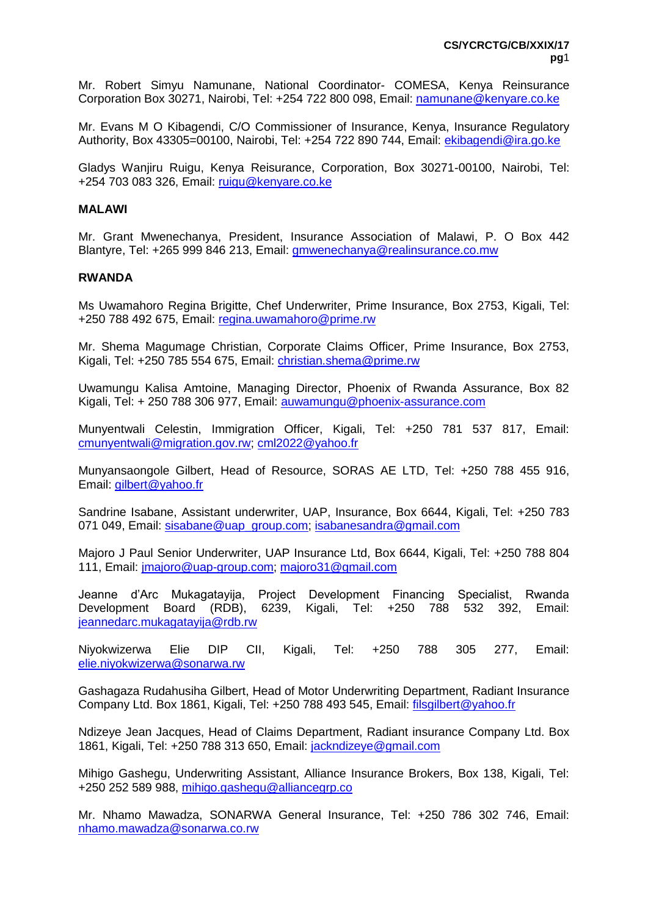Mr. Robert Simyu Namunane, National Coordinator- COMESA, Kenya Reinsurance Corporation Box 30271, Nairobi, Tel: +254 722 800 098, Email: namunane@kenyare.co.ke

Mr. Evans M O Kibagendi, C/O Commissioner of Insurance, Kenya, Insurance Regulatory Authority, Box 43305=00100, Nairobi, Tel: +254 722 890 744, Email: ekibagendi@ira.go.ke

Gladys Wanjiru Ruigu, Kenya Reisurance, Corporation, Box 30271-00100, Nairobi, Tel: +254 703 083 326, Email: ruigu@kenyare.co.ke

**MALAWI**

Mr. Grant Mwenechanya, President, Insurance Association of Malawi, P. O Box 442 Blantyre, Tel: +265 999 846 213, Email: gmwenechanya@realinsurance.co.mw

**RWANDA**

Ms Uwamahoro Regina Brigitte, Chef Underwriter, Prime Insurance, Box 2753, Kigali, Tel: +250 788 492 675, Email: regina.uwamahoro@prime.rw

Mr. Shema Magumage Christian, Corporate Claims Officer, Prime Insurance, Box 2753, Kigali, Tel: +250 785 554 675, Email: christian.shema@prime.rw

Uwamungu Kalisa Amtoine, Managing Director, Phoenix of Rwanda Assurance, Box 82 Kigali, Tel: + 250 788 306 977, Email: auwamungu@phoenix-assurance.com

Munyentwali Celestin, Immigration Officer, Kigali, Tel: +250 781 537 817, Email: cmunyentwali@migration.gov.rw; cml2022@yahoo.fr

Munyansaongole Gilbert, Head of Resource, SORAS AE LTD, Tel: +250 788 455 916, Email: gilbert@yahoo.fr

Sandrine Isabane, Assistant underwriter, UAP, Insurance, Box 6644, Kigali, Tel: +250 783 071 049, Email: sisabane@uap_group.com; isabanesandra@gmail.com

Majoro J Paul Senior Underwriter, UAP Insurance Ltd, Box 6644, Kigali, Tel: +250 788 804 111, Email: jmajoro@uap-group.com; majoro31@gmail.com

Jeanne d'Arc Mukagatayija, Project Development Financing Specialist, Rwanda Development Board (RDB), 6239, Kigali, Tel: +250 788 532 392, Email: jeannedarc.mukagatayija@rdb.rw

Niyokwizerwa Elie DIP CII, Kigali, Tel: +250 788 305 277, Email: elie.niyokwizerwa@sonarwa.rw

Gashagaza Rudahusiha Gilbert, Head of Motor Underwriting Department, Radiant Insurance Company Ltd. Box 1861, Kigali, Tel: +250 788 493 545, Email: filsgilbert@yahoo.fr

Ndizeye Jean Jacques, Head of Claims Department, Radiant insurance Company Ltd. Box 1861, Kigali, Tel: +250 788 313 650, Email: jackndizeye@gmail.com

Mihigo Gashegu, Underwriting Assistant, Alliance Insurance Brokers, Box 138, Kigali, Tel: +250 252 589 988, mihigo.gashegu@alliancegrp.co

Mr. Nhamo Mawadza, SONARWA General Insurance, Tel: +250 786 302 746, Email: nhamo.mawadza@sonarwa.co.rw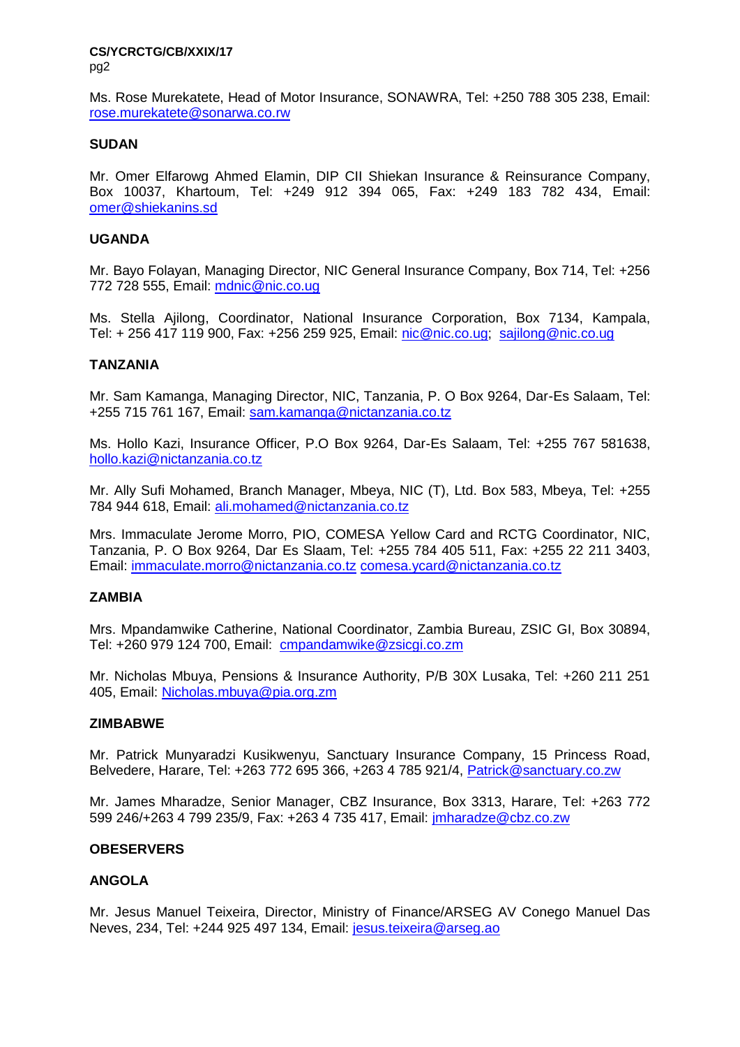Ms. Rose Murekatete, Head of Motor Insurance, SONAWRA, Tel: +250 788 305 238, Email: rose.murekatete@sonarwa.co.rw

**SUDAN**

Mr. Omer Elfarowg Ahmed Elamin, DIP CII Shiekan Insurance & Reinsurance Company, Box 10037, Khartoum, Tel: +249 912 394 065, Fax: +249 183 782 434, Email: omer@shiekanins.sd

**UGANDA**

Mr. Bayo Folayan, Managing Director, NIC General Insurance Company, Box 714, Tel: +256 772 728 555, Email: mdnic@nic.co.ug

Ms. Stella Ajilong, Coordinator, National Insurance Corporation, Box 7134, Kampala, Tel: + 256 417 119 900, Fax: +256 259 925, Email: nic@nic.co.ug; sajilong@nic.co.ug

**TANZANIA**

Mr. Sam Kamanga, Managing Director, NIC, Tanzania, P. O Box 9264, Dar-Es Salaam, Tel: +255 715 761 167, Email: sam.kamanga@nictanzania.co.tz

Ms. Hollo Kazi, Insurance Officer, P.O Box 9264, Dar-Es Salaam, Tel: +255 767 581638, hollo.kazi@nictanzania.co.tz

Mr. Ally Sufi Mohamed, Branch Manager, Mbeya, NIC (T), Ltd. Box 583, Mbeya, Tel: +255 784 944 618, Email: ali.mohamed@nictanzania.co.tz

Mrs. Immaculate Jerome Morro, PIO, COMESA Yellow Card and RCTG Coordinator, NIC, Tanzania, P. O Box 9264, Dar Es Slaam, Tel: +255 784 405 511, Fax: +255 22 211 3403, Email: immaculate.morro@nictanzania.co.tz comesa.ycard@nictanzania.co.tz

**ZAMBIA**

Mrs. Mpandamwike Catherine, National Coordinator, Zambia Bureau, ZSIC GI, Box 30894, Tel: +260 979 124 700, Email: cmpandamwike@zsicgi.co.zm

Mr. Nicholas Mbuya, Pensions & Insurance Authority, P/B 30X Lusaka, Tel: +260 211 251 405, Email: Nicholas.mbuya@pia.org.zm

**ZIMBABWE**

Mr. Patrick Munyaradzi Kusikwenyu, Sanctuary Insurance Company, 15 Princess Road, Belvedere, Harare, Tel: +263 772 695 366, +263 4 785 921/4, Patrick@sanctuary.co.zw

Mr. James Mharadze, Senior Manager, CBZ Insurance, Box 3313, Harare, Tel: +263 772 599 246/+263 4 799 235/9, Fax: +263 4 735 417, Email: jmharadze@cbz.co.zw

**OBESERVERS**

**ANGOLA**

Mr. Jesus Manuel Teixeira, Director, Ministry of Finance/ARSEG AV Conego Manuel Das Neves, 234, Tel: +244 925 497 134, Email: jesus.teixeira@arseg.ao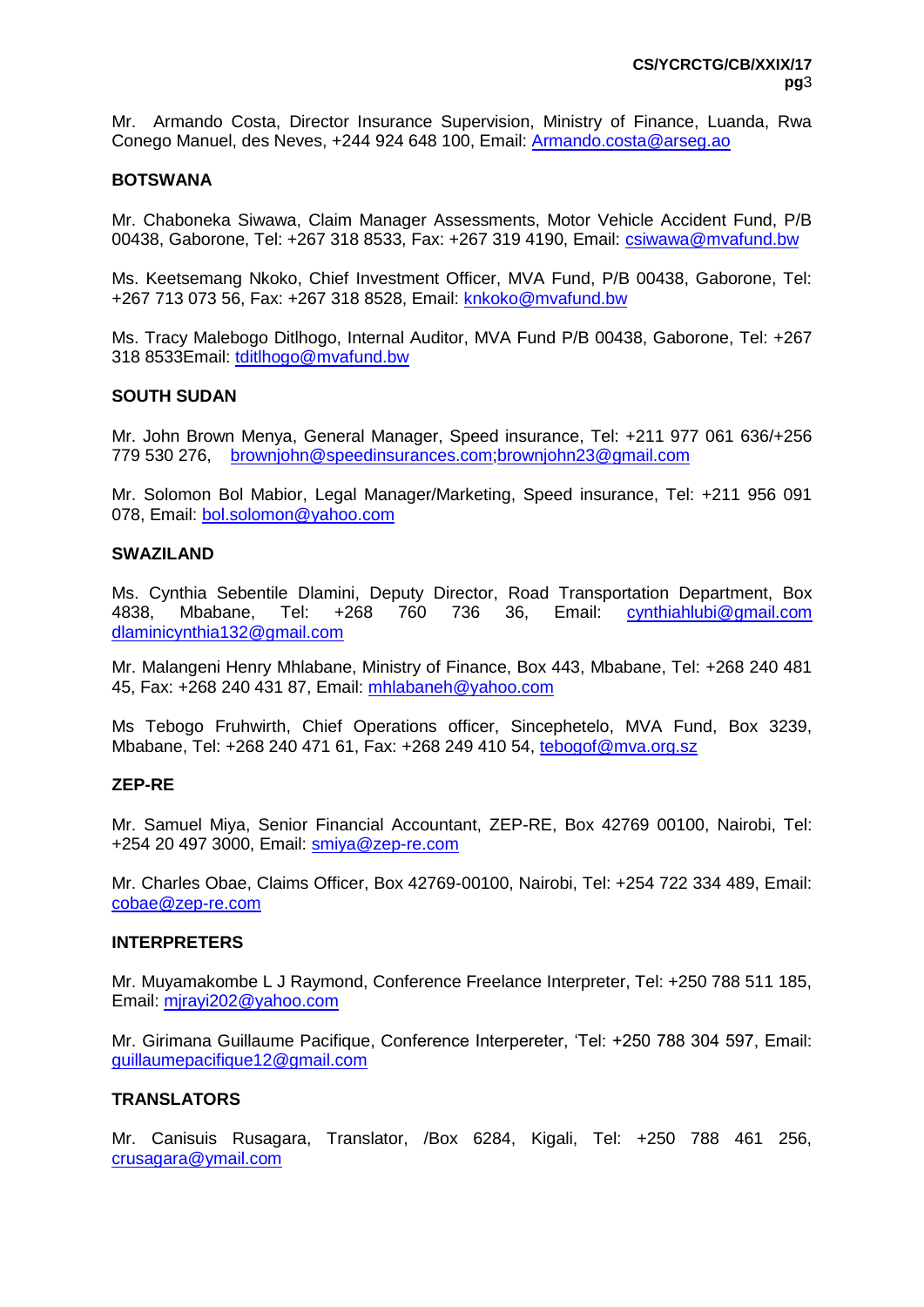Mr. Armando Costa, Director Insurance Supervision, Ministry of Finance, Luanda, Rwa Conego Manuel, des Neves, +244 924 648 100, Email: Armando.costa@arseg.ao

**BOTSWANA**

Mr. Chaboneka Siwawa, Claim Manager Assessments, Motor Vehicle Accident Fund, P/B 00438, Gaborone, Tel: +267 318 8533, Fax: +267 319 4190, Email: csiwawa@mvafund.bw

Ms. Keetsemang Nkoko, Chief Investment Officer, MVA Fund, P/B 00438, Gaborone, Tel: +267 713 073 56, Fax: +267 318 8528, Email: knkoko@mvafund.bw

Ms. Tracy Malebogo Ditlhogo, Internal Auditor, MVA Fund P/B 00438, Gaborone, Tel: +267 318 8533Email: tditlhogo@mvafund.bw

**SOUTH SUDAN**

Mr. John Brown Menya, General Manager, Speed insurance, Tel: +211 977 061 636/+256 779 530 276, brownjohn@speedinsurances.com;brownjohn23@gmail.com

Mr. Solomon Bol Mabior, Legal Manager/Marketing, Speed insurance, Tel: +211 956 091 078, Email: bol.solomon@yahoo.com

**SWAZILAND**

Ms. Cynthia Sebentile Dlamini, Deputy Director, Road Transportation Department, Box 4838, Mbabane, Tel: +268 760 736 36, Email: cynthiahlubi@gmail.com dlaminicynthia132@gmail.com

Mr. Malangeni Henry Mhlabane, Ministry of Finance, Box 443, Mbabane, Tel: +268 240 481 45, Fax: +268 240 431 87, Email: mhlabaneh@yahoo.com

Ms Tebogo Fruhwirth, Chief Operations officer, Sincephetelo, MVA Fund, Box 3239, Mbabane, Tel: +268 240 471 61, Fax: +268 249 410 54, tebogof@mva.org.sz

**ZEP-RE**

Mr. Samuel Miya, Senior Financial Accountant, ZEP-RE, Box 42769 00100, Nairobi, Tel: +254 20 497 3000, Email: smiya@zep-re.com

Mr. Charles Obae, Claims Officer, Box 42769-00100, Nairobi, Tel: +254 722 334 489, Email: cobae@zep-re.com

**INTERPRETERS**

Mr. Muyamakombe L J Raymond, Conference Freelance Interpreter, Tel: +250 788 511 185, Email: mjrayi202@yahoo.com

Mr. Girimana Guillaume Pacifique, Conference Interpereter, 'Tel: +250 788 304 597, Email: guillaumepacifique12@gmail.com

**TRANSLATORS**

Mr. Canisuis Rusagara, Translator, /Box 6284, Kigali, Tel: +250 788 461 256, crusagara@ymail.com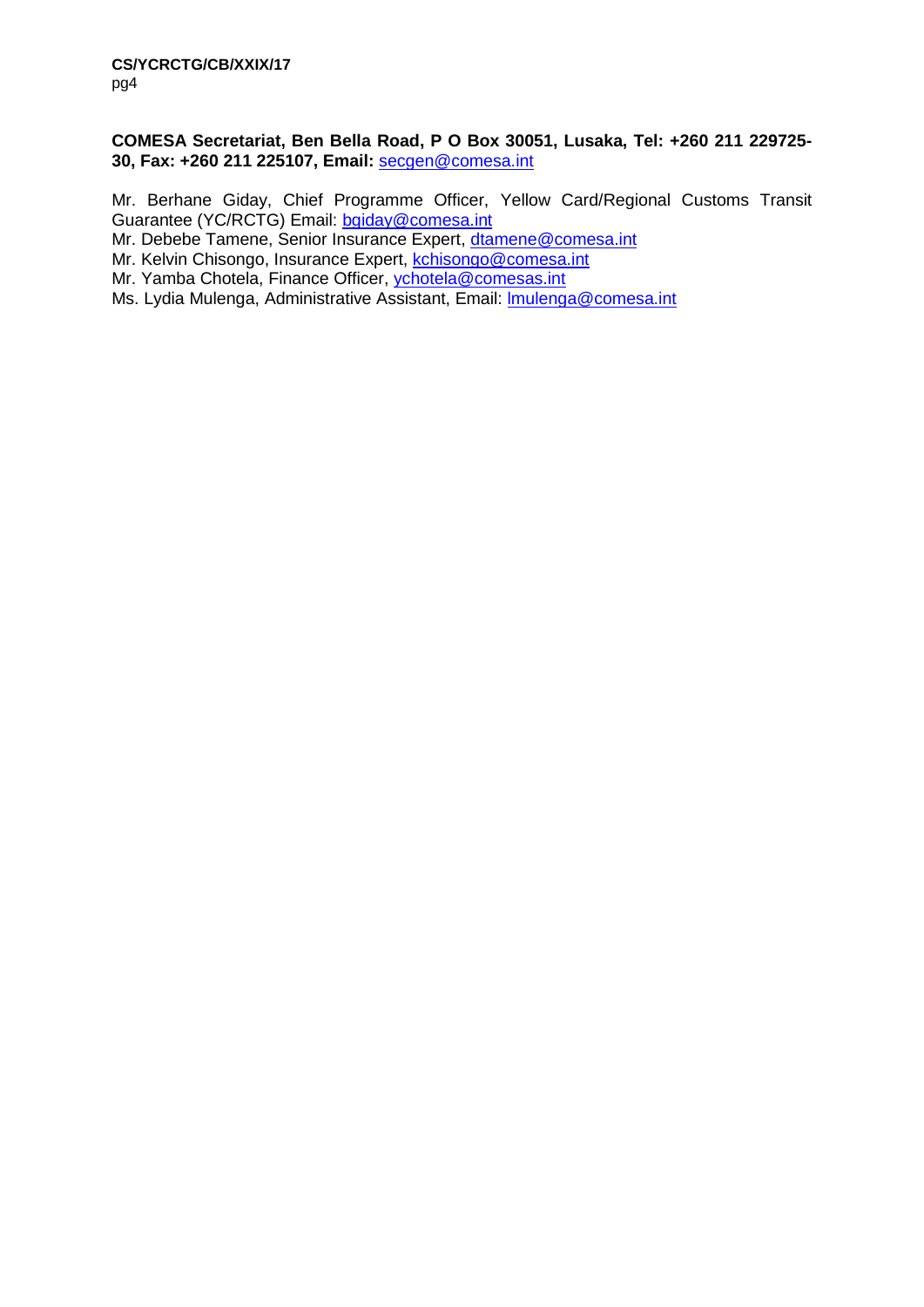**COMESA Secretariat, Ben Bella Road, P O Box 30051, Lusaka, Tel: +260 211 229725-30, Fax: +260 211 225107, Email:** secgen@comesa.int

Mr. Berhane Giday, Chief Programme Officer, Yellow Card/Regional Customs Transit Guarantee (YC/RCTG) Email: bgiday@comesa.int
Mr. Debebe Tamene, Senior Insurance Expert, dtamene@comesa.int
Mr. Kelvin Chisongo, Insurance Expert, kchisongo@comesa.int
Mr. Yamba Chotela, Finance Officer, ychotela@comesas.int
Ms. Lydia Mulenga, Administrative Assistant, Email: lmulenga@comesa.int